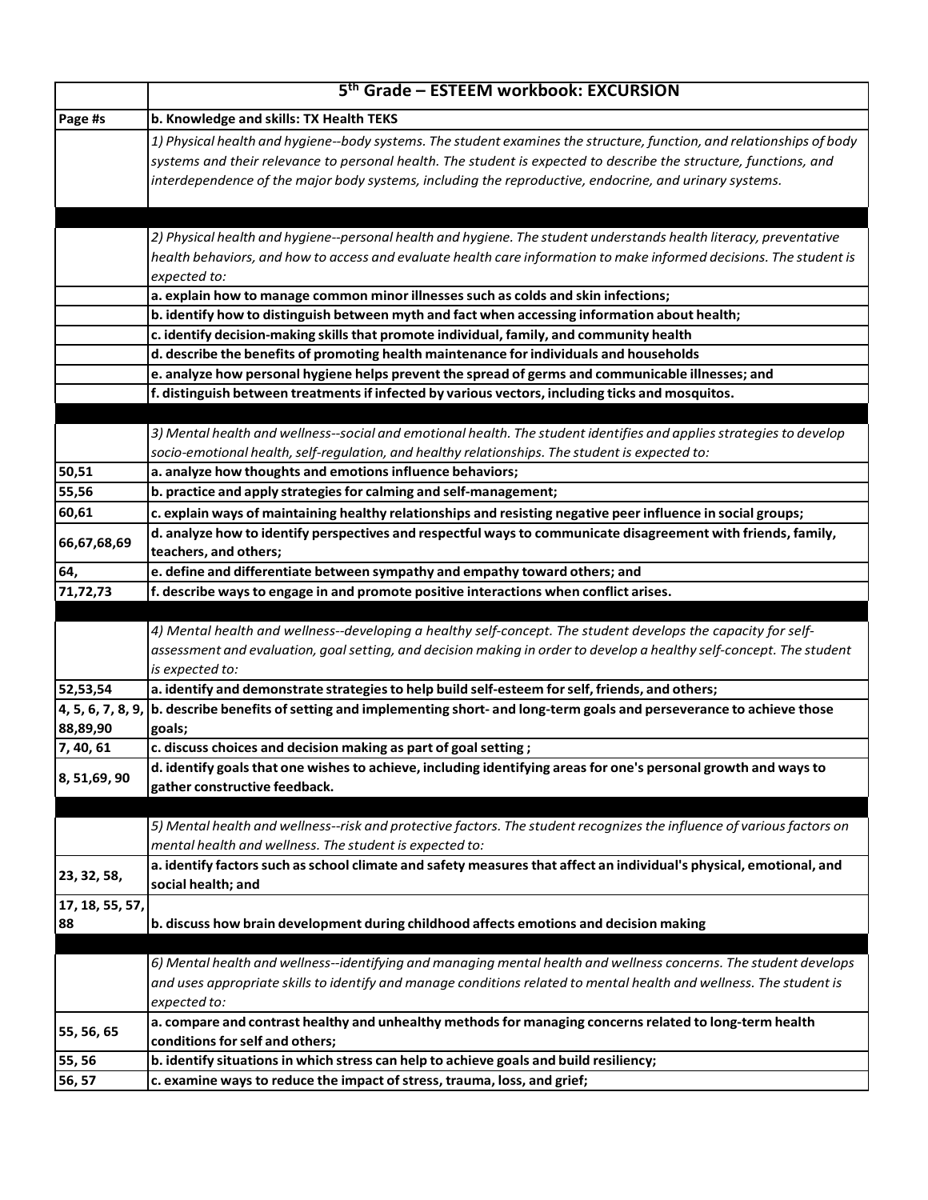| | 5th Grade – ESTEEM workbook: EXCURSION |
|---|---|
| **Page #s** | **b. Knowledge and skills: TX Health TEKS** |
| | *1) Physical health and hygiene--body systems. The student examines the structure, function, and relationships of body systems and their relevance to personal health. The student is expected to describe the structure, functions, and interdependence of the major body systems, including the reproductive, endocrine, and urinary systems.* |
| | |
| | *2) Physical health and hygiene--personal health and hygiene. The student understands health literacy, preventative health behaviors, and how to access and evaluate health care information to make informed decisions. The student is expected to:* |
| | **a. explain how to manage common minor illnesses such as colds and skin infections;** |
| | **b. identify how to distinguish between myth and fact when accessing information about health;** |
| | **c. identify decision-making skills that promote individual, family, and community health** |
| | **d. describe the benefits of promoting health maintenance for individuals and households** |
| | **e. analyze how personal hygiene helps prevent the spread of germs and communicable illnesses; and** |
| | **f. distinguish between treatments if infected by various vectors, including ticks and mosquitos.** |
| | |
| | *3) Mental health and wellness--social and emotional health. The student identifies and applies strategies to develop socio-emotional health, self-regulation, and healthy relationships. The student is expected to:* |
| 50,51 | **a. analyze how thoughts and emotions influence behaviors;** |
| 55,56 | **b. practice and apply strategies for calming and self-management;** |
| 60,61 | **c. explain ways of maintaining healthy relationships and resisting negative peer influence in social groups;** |
| 66,67,68,69 | **d. analyze how to identify perspectives and respectful ways to communicate disagreement with friends, family, teachers, and others;** |
| 64, | **e. define and differentiate between sympathy and empathy toward others; and** |
| 71,72,73 | **f. describe ways to engage in and promote positive interactions when conflict arises.** |
| | |
| | *4) Mental health and wellness--developing a healthy self-concept. The student develops the capacity for self-assessment and evaluation, goal setting, and decision making in order to develop a healthy self-concept. The student is expected to:* |
| 52,53,54 | **a. identify and demonstrate strategies to help build self-esteem for self, friends, and others;** |
| 4, 5, 6, 7, 8, 9, 88,89,90 | **b. describe benefits of setting and implementing short- and long-term goals and perseverance to achieve those goals;** |
| 7, 40, 61 | **c. discuss choices and decision making as part of goal setting ;** |
| 8, 51,69, 90 | **d. identify goals that one wishes to achieve, including identifying areas for one's personal growth and ways to gather constructive feedback.** |
| | |
| | *5) Mental health and wellness--risk and protective factors. The student recognizes the influence of various factors on mental health and wellness. The student is expected to:* |
| 23, 32, 58, | **a. identify factors such as school climate and safety measures that affect an individual's physical, emotional, and social health; and** |
| 17, 18, 55, 57, 88 | **b. discuss how brain development during childhood affects emotions and decision making** |
| | |
| | *6) Mental health and wellness--identifying and managing mental health and wellness concerns. The student develops and uses appropriate skills to identify and manage conditions related to mental health and wellness. The student is expected to:* |
| 55, 56, 65 | **a. compare and contrast healthy and unhealthy methods for managing concerns related to long-term health conditions for self and others;** |
| 55, 56 | **b. identify situations in which stress can help to achieve goals and build resiliency;** |
| 56, 57 | **c. examine ways to reduce the impact of stress, trauma, loss, and grief;** |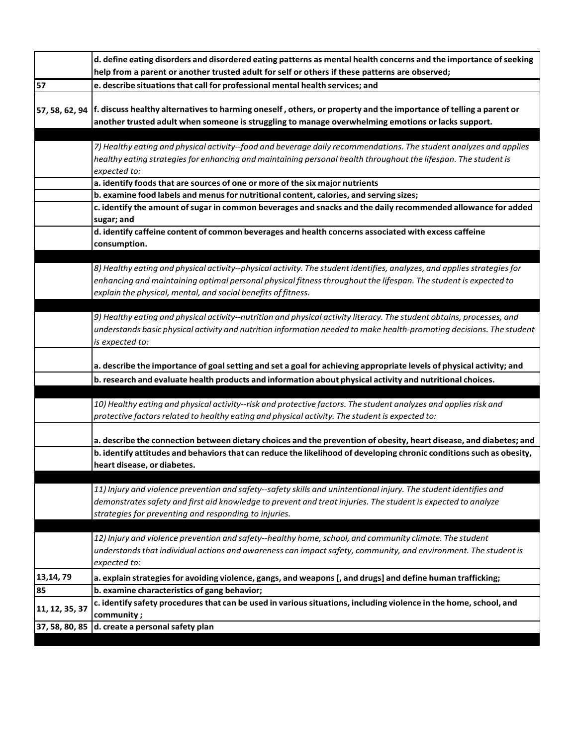| | |
|---|---|
| | **d. define eating disorders and disordered eating patterns as mental health concerns and the importance of seeking help from a parent or another trusted adult for self or others if these patterns are observed;** |
| **57** | **e. describe situations that call for professional mental health services; and** |
| **57, 58, 62, 94** | **f. discuss healthy alternatives to harming oneself , others, or property and the importance of telling a parent or another trusted adult when someone is struggling to manage overwhelming emotions or lacks support.** |
| | |
| | *7) Healthy eating and physical activity--food and beverage daily recommendations. The student analyzes and applies healthy eating strategies for enhancing and maintaining personal health throughout the lifespan. The student is expected to:* |
| | **a. identify foods that are sources of one or more of the six major nutrients** |
| | **b. examine food labels and menus for nutritional content, calories, and serving sizes;** |
| | **c. identify the amount of sugar in common beverages and snacks and the daily recommended allowance for added sugar; and** |
| | **d. identify caffeine content of common beverages and health concerns associated with excess caffeine consumption.** |
| | |
| | *8) Healthy eating and physical activity--physical activity. The student identifies, analyzes, and applies strategies for enhancing and maintaining optimal personal physical fitness throughout the lifespan. The student is expected to explain the physical, mental, and social benefits of fitness.* |
| | |
| | *9) Healthy eating and physical activity--nutrition and physical activity literacy. The student obtains, processes, and understands basic physical activity and nutrition information needed to make health-promoting decisions. The student is expected to:* |
| | **a. describe the importance of goal setting and set a goal for achieving appropriate levels of physical activity; and** |
| | **b. research and evaluate health products and information about physical activity and nutritional choices.** |
| | |
| | *10) Healthy eating and physical activity--risk and protective factors. The student analyzes and applies risk and protective factors related to healthy eating and physical activity. The student is expected to:* |
| | **a. describe the connection between dietary choices and the prevention of obesity, heart disease, and diabetes; and** |
| | **b. identify attitudes and behaviors that can reduce the likelihood of developing chronic conditions such as obesity, heart disease, or diabetes.** |
| | |
| | *11) Injury and violence prevention and safety--safety skills and unintentional injury. The student identifies and demonstrates safety and first aid knowledge to prevent and treat injuries. The student is expected to analyze strategies for preventing and responding to injuries.* |
| | |
| | *12) Injury and violence prevention and safety--healthy home, school, and community climate. The student understands that individual actions and awareness can impact safety, community, and environment. The student is expected to:* |
| **13,14, 79** | **a. explain strategies for avoiding violence, gangs, and weapons [, and drugs] and define human trafficking;** |
| **85** | **b. examine characteristics of gang behavior;** |
| **11, 12, 35, 37** | **c. identify safety procedures that can be used in various situations, including violence in the home, school, and community ;** |
| **37, 58, 80, 85** | **d. create a personal safety plan** |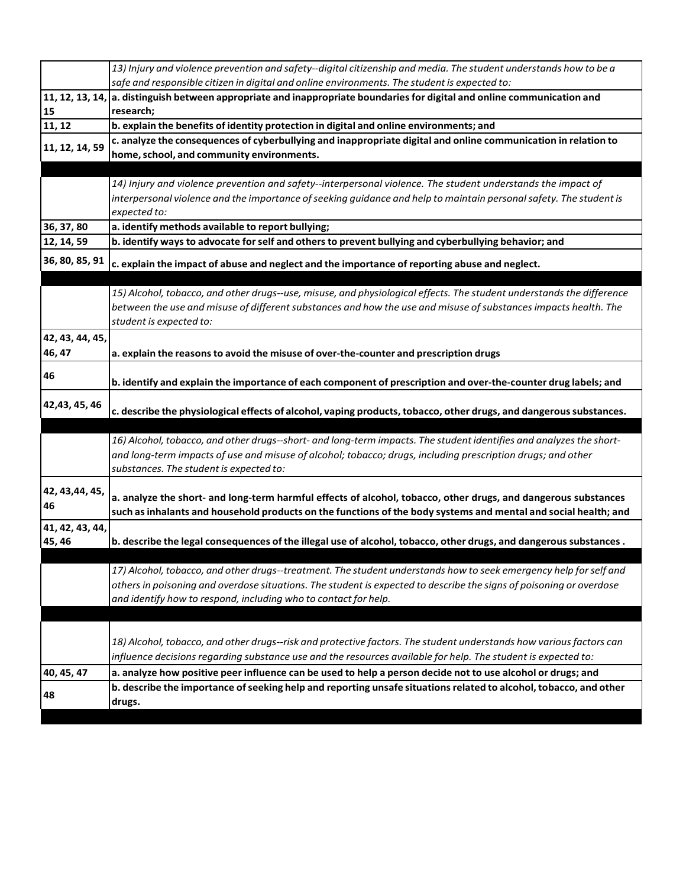| | |
|---|---|
| | *13) Injury and violence prevention and safety--digital citizenship and media. The student understands how to be a safe and responsible citizen in digital and online environments. The student is expected to:* |
| 11, 12, 13, 14, 15 | **a. distinguish between appropriate and inappropriate boundaries for digital and online communication and research;** |
| 11, 12 | **b. explain the benefits of identity protection in digital and online environments; and** |
| 11, 12, 14, 59 | **c. analyze the consequences of cyberbullying and inappropriate digital and online communication in relation to home, school, and community environments.** |
| | |
| | *14) Injury and violence prevention and safety--interpersonal violence. The student understands the impact of interpersonal violence and the importance of seeking guidance and help to maintain personal safety. The student is expected to:* |
| 36, 37, 80 | **a. identify methods available to report bullying;** |
| 12, 14, 59 | **b. identify ways to advocate for self and others to prevent bullying and cyberbullying behavior; and** |
| 36, 80, 85, 91 | **c. explain the impact of abuse and neglect and the importance of reporting abuse and neglect.** |
| | |
| | *15) Alcohol, tobacco, and other drugs--use, misuse, and physiological effects. The student understands the difference between the use and misuse of different substances and how the use and misuse of substances impacts health. The student is expected to:* |
| 42, 43, 44, 45, 46, 47 | **a. explain the reasons to avoid the misuse of over-the-counter and prescription drugs** |
| 46 | **b. identify and explain the importance of each component of prescription and over-the-counter drug labels; and** |
| 42,43, 45, 46 | **c. describe the physiological effects of alcohol, vaping products, tobacco, other drugs, and dangerous substances.** |
| | |
| | *16) Alcohol, tobacco, and other drugs--short- and long-term impacts. The student identifies and analyzes the short- and long-term impacts of use and misuse of alcohol; tobacco; drugs, including prescription drugs; and other substances. The student is expected to:* |
| 42, 43,44, 45, 46 | **a. analyze the short- and long-term harmful effects of alcohol, tobacco, other drugs, and dangerous substances such as inhalants and household products on the functions of the body systems and mental and social health; and** |
| 41, 42, 43, 44, 45, 46 | **b. describe the legal consequences of the illegal use of alcohol, tobacco, other drugs, and dangerous substances .** |
| | |
| | *17) Alcohol, tobacco, and other drugs--treatment. The student understands how to seek emergency help for self and others in poisoning and overdose situations. The student is expected to describe the signs of poisoning or overdose and identify how to respond, including who to contact for help.* |
| | |
| | *18) Alcohol, tobacco, and other drugs--risk and protective factors. The student understands how various factors can influence decisions regarding substance use and the resources available for help. The student is expected to:* |
| 40, 45, 47 | **a. analyze how positive peer influence can be used to help a person decide not to use alcohol or drugs; and** |
| 48 | **b. describe the importance of seeking help and reporting unsafe situations related to alcohol, tobacco, and other drugs.** |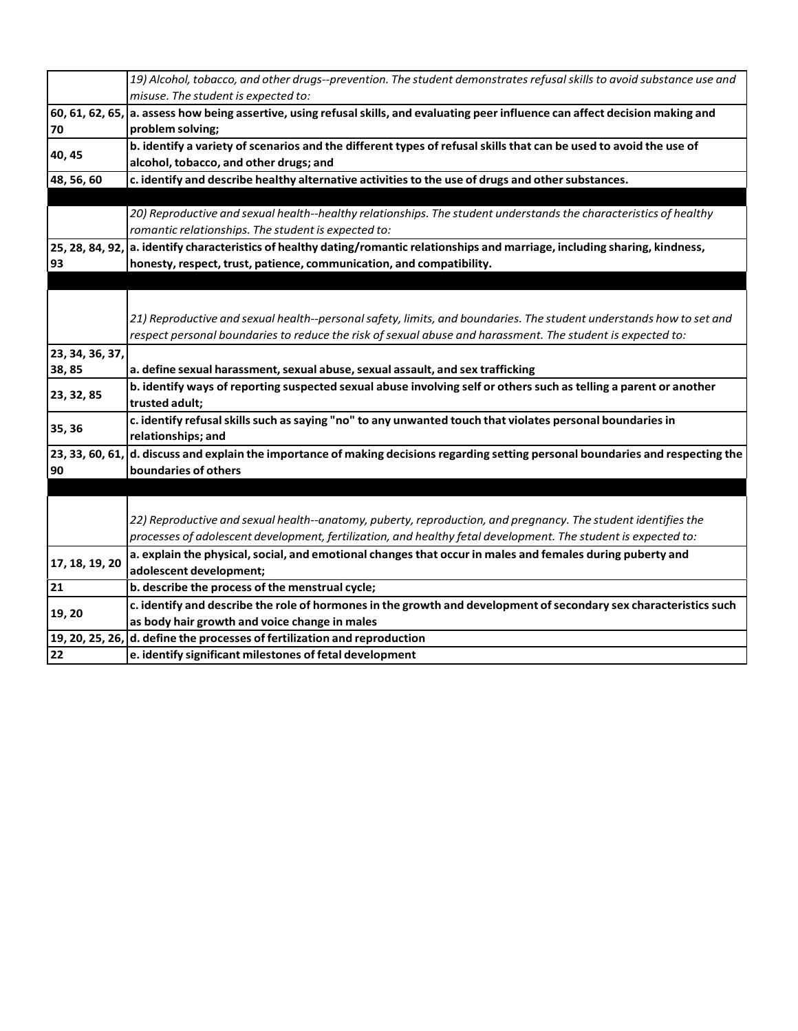| | |
|---|---|
| | *19) Alcohol, tobacco, and other drugs--prevention. The student demonstrates refusal skills to avoid substance use and misuse. The student is expected to:* |
| 60, 61, 62, 65, 70 | **a. assess how being assertive, using refusal skills, and evaluating peer influence can affect decision making and problem solving;** |
| 40, 45 | **b. identify a variety of scenarios and the different types of refusal skills that can be used to avoid the use of alcohol, tobacco, and other drugs; and** |
| 48, 56, 60 | **c. identify and describe healthy alternative activities to the use of drugs and other substances.** |
| | |
| | *20) Reproductive and sexual health--healthy relationships. The student understands the characteristics of healthy romantic relationships. The student is expected to:* |
| 25, 28, 84, 92, 93 | **a. identify characteristics of healthy dating/romantic relationships and marriage, including sharing, kindness, honesty, respect, trust, patience, communication, and compatibility.** |
| | |
| | *21) Reproductive and sexual health--personal safety, limits, and boundaries. The student understands how to set and respect personal boundaries to reduce the risk of sexual abuse and harassment. The student is expected to:* |
| 23, 34, 36, 37, 38, 85 | **a. define sexual harassment, sexual abuse, sexual assault, and sex trafficking** |
| 23, 32, 85 | **b. identify ways of reporting suspected sexual abuse involving self or others such as telling a parent or another trusted adult;** |
| 35, 36 | **c. identify refusal skills such as saying "no" to any unwanted touch that violates personal boundaries in relationships; and** |
| 23, 33, 60, 61, 90 | **d. discuss and explain the importance of making decisions regarding setting personal boundaries and respecting the boundaries of others** |
| | |
| | *22) Reproductive and sexual health--anatomy, puberty, reproduction, and pregnancy. The student identifies the processes of adolescent development, fertilization, and healthy fetal development. The student is expected to:* |
| 17, 18, 19, 20 | **a. explain the physical, social, and emotional changes that occur in males and females during puberty and adolescent development;** |
| 21 | **b. describe the process of the menstrual cycle;** |
| 19, 20 | **c. identify and describe the role of hormones in the growth and development of secondary sex characteristics such as body hair growth and voice change in males** |
| 19, 20, 25, 26, | **d. define the processes of fertilization and reproduction** |
| 22 | **e. identify significant milestones of fetal development** |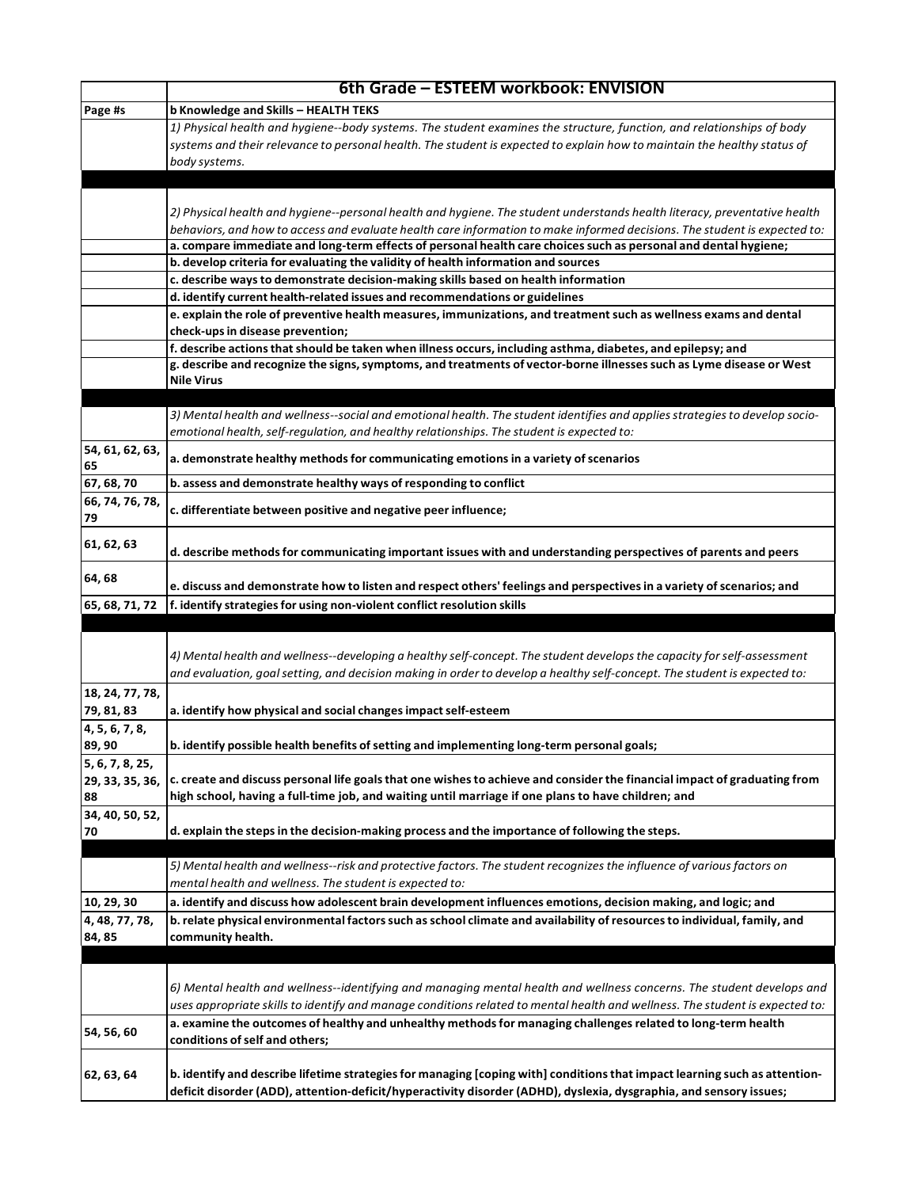| | 6th Grade – ESTEEM workbook: ENVISION |
|---|---|
| **Page #s** | **b Knowledge and Skills – HEALTH TEKS** |
| | *1) Physical health and hygiene--body systems. The student examines the structure, function, and relationships of body systems and their relevance to personal health. The student is expected to explain how to maintain the healthy status of body systems.* |
| | |
| | *2) Physical health and hygiene--personal health and hygiene. The student understands health literacy, preventative health behaviors, and how to access and evaluate health care information to make informed decisions. The student is expected to:* |
| | **a. compare immediate and long-term effects of personal health care choices such as personal and dental hygiene;** |
| | **b. develop criteria for evaluating the validity of health information and sources** |
| | **c. describe ways to demonstrate decision-making skills based on health information** |
| | **d. identify current health-related issues and recommendations or guidelines** |
| | **e. explain the role of preventive health measures, immunizations, and treatment such as wellness exams and dental check-ups in disease prevention;** |
| | **f. describe actions that should be taken when illness occurs, including asthma, diabetes, and epilepsy; and** |
| | **g. describe and recognize the signs, symptoms, and treatments of vector-borne illnesses such as Lyme disease or West Nile Virus** |
| | |
| | *3) Mental health and wellness--social and emotional health. The student identifies and applies strategies to develop socio-emotional health, self-regulation, and healthy relationships. The student is expected to:* |
| 54, 61, 62, 63, 65 | **a. demonstrate healthy methods for communicating emotions in a variety of scenarios** |
| 67, 68, 70 | **b. assess and demonstrate healthy ways of responding to conflict** |
| 66, 74, 76, 78, 79 | **c. differentiate between positive and negative peer influence;** |
| 61, 62, 63 | **d. describe methods for communicating important issues with and understanding perspectives of parents and peers** |
| 64, 68 | **e. discuss and demonstrate how to listen and respect others' feelings and perspectives in a variety of scenarios; and** |
| 65, 68, 71, 72 | **f. identify strategies for using non-violent conflict resolution skills** |
| | |
| | *4) Mental health and wellness--developing a healthy self-concept. The student develops the capacity for self-assessment and evaluation, goal setting, and decision making in order to develop a healthy self-concept. The student is expected to:* |
| 18, 24, 77, 78, 79, 81, 83 | **a. identify how physical and social changes impact self-esteem** |
| 4, 5, 6, 7, 8, 89, 90 | **b. identify possible health benefits of setting and implementing long-term personal goals;** |
| 5, 6, 7, 8, 25, 29, 33, 35, 36, 88 | **c. create and discuss personal life goals that one wishes to achieve and consider the financial impact of graduating from high school, having a full-time job, and waiting until marriage if one plans to have children; and** |
| 34, 40, 50, 52, 70 | **d. explain the steps in the decision-making process and the importance of following the steps.** |
| | |
| | *5) Mental health and wellness--risk and protective factors. The student recognizes the influence of various factors on mental health and wellness. The student is expected to:* |
| 10, 29, 30 | **a. identify and discuss how adolescent brain development influences emotions, decision making, and logic; and** |
| 4, 48, 77, 78, 84, 85 | **b. relate physical environmental factors such as school climate and availability of resources to individual, family, and community health.** |
| | |
| | *6) Mental health and wellness--identifying and managing mental health and wellness concerns. The student develops and uses appropriate skills to identify and manage conditions related to mental health and wellness. The student is expected to:* |
| 54, 56, 60 | **a. examine the outcomes of healthy and unhealthy methods for managing challenges related to long-term health conditions of self and others;** |
| 62, 63, 64 | **b. identify and describe lifetime strategies for managing [coping with] conditions that impact learning such as attention-deficit disorder (ADD), attention-deficit/hyperactivity disorder (ADHD), dyslexia, dysgraphia, and sensory issues;** |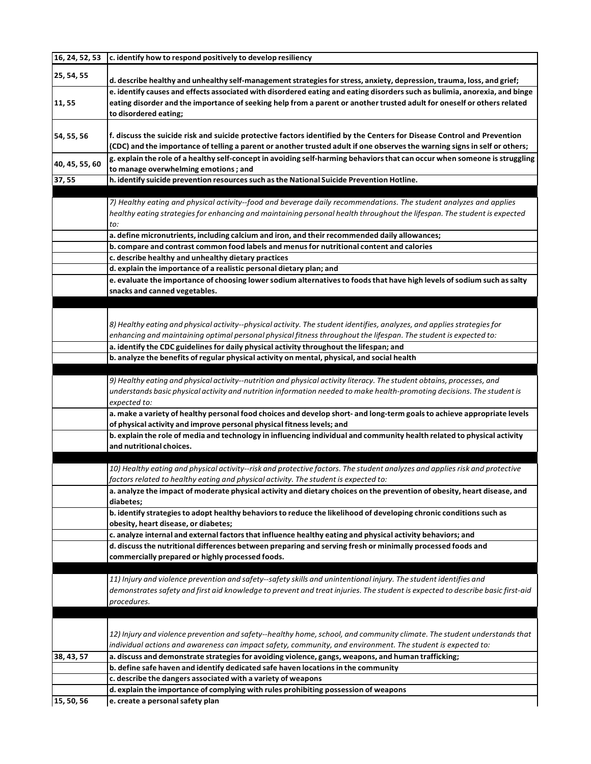| | |
|---|---|
| 16, 24, 52, 53 | **c. identify how to respond positively to develop resiliency** |
| 25, 54, 55 | **d. describe healthy and unhealthy self-management strategies for stress, anxiety, depression, trauma, loss, and grief;** |
| 11, 55 | **e. identify causes and effects associated with disordered eating and eating disorders such as bulimia, anorexia, and binge eating disorder and the importance of seeking help from a parent or another trusted adult for oneself or others related to disordered eating;** |
| 54, 55, 56 | **f. discuss the suicide risk and suicide protective factors identified by the Centers for Disease Control and Prevention (CDC) and the importance of telling a parent or another trusted adult if one observes the warning signs in self or others;** |
| 40, 45, 55, 60 | **g. explain the role of a healthy self-concept in avoiding self-harming behaviors that can occur when someone is struggling to manage overwhelming emotions ; and** |
| 37, 55 | **h. identify suicide prevention resources such as the National Suicide Prevention Hotline.** |
| | |
| | *7) Healthy eating and physical activity--food and beverage daily recommendations. The student analyzes and applies healthy eating strategies for enhancing and maintaining personal health throughout the lifespan. The student is expected to:* |
| | **a. define micronutrients, including calcium and iron, and their recommended daily allowances;** |
| | **b. compare and contrast common food labels and menus for nutritional content and calories** |
| | **c. describe healthy and unhealthy dietary practices** |
| | **d. explain the importance of a realistic personal dietary plan; and** |
| | **e. evaluate the importance of choosing lower sodium alternatives to foods that have high levels of sodium such as salty snacks and canned vegetables.** |
| | |
| | *8) Healthy eating and physical activity--physical activity. The student identifies, analyzes, and applies strategies for enhancing and maintaining optimal personal physical fitness throughout the lifespan. The student is expected to:* |
| | **a. identify the CDC guidelines for daily physical activity throughout the lifespan; and** |
| | **b. analyze the benefits of regular physical activity on mental, physical, and social health** |
| | |
| | *9) Healthy eating and physical activity--nutrition and physical activity literacy. The student obtains, processes, and understands basic physical activity and nutrition information needed to make health-promoting decisions. The student is expected to:* |
| | **a. make a variety of healthy personal food choices and develop short- and long-term goals to achieve appropriate levels of physical activity and improve personal physical fitness levels; and** |
| | **b. explain the role of media and technology in influencing individual and community health related to physical activity and nutritional choices.** |
| | |
| | *10) Healthy eating and physical activity--risk and protective factors. The student analyzes and applies risk and protective factors related to healthy eating and physical activity. The student is expected to:* |
| | **a. analyze the impact of moderate physical activity and dietary choices on the prevention of obesity, heart disease, and diabetes;** |
| | **b. identify strategies to adopt healthy behaviors to reduce the likelihood of developing chronic conditions such as obesity, heart disease, or diabetes;** |
| | **c. analyze internal and external factors that influence healthy eating and physical activity behaviors; and** |
| | **d. discuss the nutritional differences between preparing and serving fresh or minimally processed foods and commercially prepared or highly processed foods.** |
| | |
| | *11) Injury and violence prevention and safety--safety skills and unintentional injury. The student identifies and demonstrates safety and first aid knowledge to prevent and treat injuries. The student is expected to describe basic first-aid procedures.* |
| | |
| | *12) Injury and violence prevention and safety--healthy home, school, and community climate. The student understands that individual actions and awareness can impact safety, community, and environment. The student is expected to:* |
| 38, 43, 57 | **a. discuss and demonstrate strategies for avoiding violence, gangs, weapons, and human trafficking;** |
| | **b. define safe haven and identify dedicated safe haven locations in the community** |
| | **c. describe the dangers associated with a variety of weapons** |
| | **d. explain the importance of complying with rules prohibiting possession of weapons** |
| 15, 50, 56 | **e. create a personal safety plan** |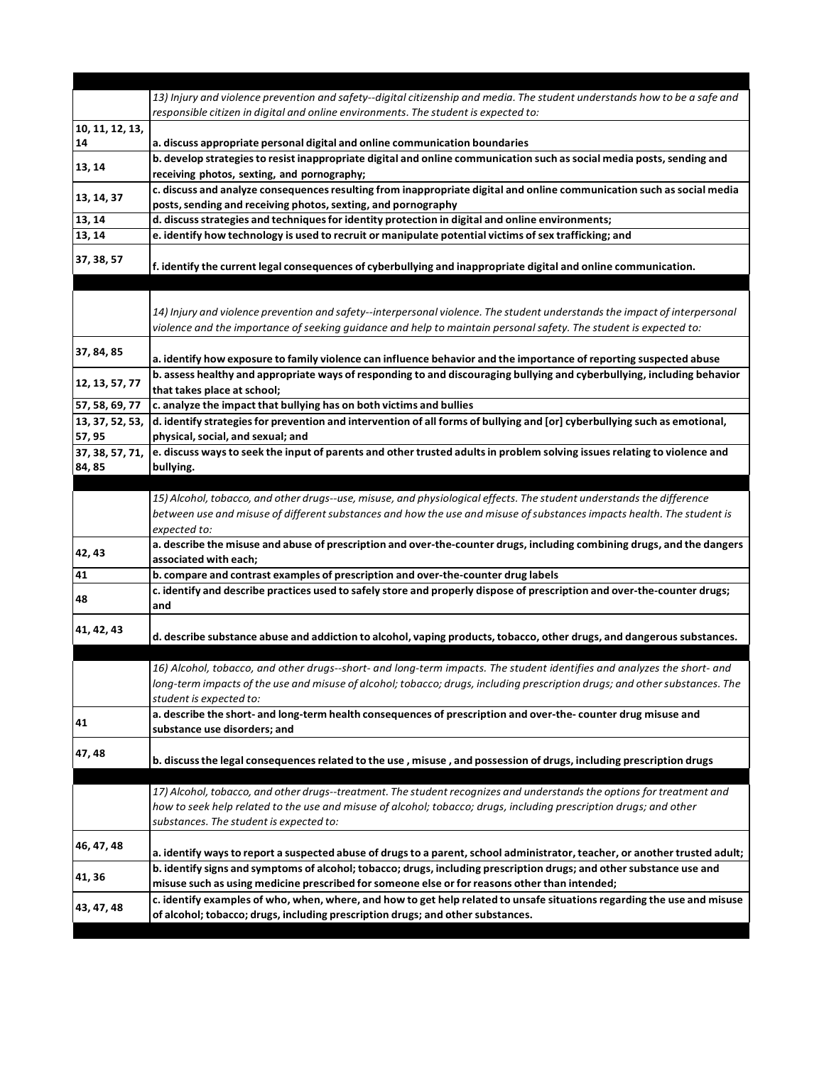| | |
|---|---|
| | *13) Injury and violence prevention and safety--digital citizenship and media. The student understands how to be a safe and responsible citizen in digital and online environments. The student is expected to:* |
| **10, 11, 12, 13, 14** | **a. discuss appropriate personal digital and online communication boundaries** |
| **13, 14** | **b. develop strategies to resist inappropriate digital and online communication such as social media posts, sending and receiving photos, sexting, and pornography;** |
| **13, 14, 37** | **c. discuss and analyze consequences resulting from inappropriate digital and online communication such as social media posts, sending and receiving photos, sexting, and pornography** |
| **13, 14** | **d. discuss strategies and techniques for identity protection in digital and online environments;** |
| **13, 14** | **e. identify how technology is used to recruit or manipulate potential victims of sex trafficking; and** |
| **37, 38, 57** | **f. identify the current legal consequences of cyberbullying and inappropriate digital and online communication.** |
| | |
| | *14) Injury and violence prevention and safety--interpersonal violence. The student understands the impact of interpersonal violence and the importance of seeking guidance and help to maintain personal safety. The student is expected to:* |
| **37, 84, 85** | **a. identify how exposure to family violence can influence behavior and the importance of reporting suspected abuse** |
| **12, 13, 57, 77** | **b. assess healthy and appropriate ways of responding to and discouraging bullying and cyberbullying, including behavior that takes place at school;** |
| **57, 58, 69, 77** | **c. analyze the impact that bullying has on both victims and bullies** |
| **13, 37, 52, 53, 57, 95** | **d. identify strategies for prevention and intervention of all forms of bullying and [or] cyberbullying such as emotional, physical, social, and sexual; and** |
| **37, 38, 57, 71, 84, 85** | **e. discuss ways to seek the input of parents and other trusted adults in problem solving issues relating to violence and bullying.** |
| | |
| | *15) Alcohol, tobacco, and other drugs--use, misuse, and physiological effects. The student understands the difference between use and misuse of different substances and how the use and misuse of substances impacts health. The student is expected to:* |
| **42, 43** | **a. describe the misuse and abuse of prescription and over-the-counter drugs, including combining drugs, and the dangers associated with each;** |
| **41** | **b. compare and contrast examples of prescription and over-the-counter drug labels** |
| **48** | **c. identify and describe practices used to safely store and properly dispose of prescription and over-the-counter drugs; and** |
| **41, 42, 43** | **d. describe substance abuse and addiction to alcohol, vaping products, tobacco, other drugs, and dangerous substances.** |
| | |
| | *16) Alcohol, tobacco, and other drugs--short- and long-term impacts. The student identifies and analyzes the short- and long-term impacts of the use and misuse of alcohol; tobacco; drugs, including prescription drugs; and other substances. The student is expected to:* |
| **41** | **a. describe the short- and long-term health consequences of prescription and over-the- counter drug misuse and substance use disorders; and** |
| **47, 48** | **b. discuss the legal consequences related to the use , misuse , and possession of drugs, including prescription drugs** |
| | |
| | *17) Alcohol, tobacco, and other drugs--treatment. The student recognizes and understands the options for treatment and how to seek help related to the use and misuse of alcohol; tobacco; drugs, including prescription drugs; and other substances. The student is expected to:* |
| **46, 47, 48** | **a. identify ways to report a suspected abuse of drugs to a parent, school administrator, teacher, or another trusted adult;** |
| **41, 36** | **b. identify signs and symptoms of alcohol; tobacco; drugs, including prescription drugs; and other substance use and misuse such as using medicine prescribed for someone else or for reasons other than intended;** |
| **43, 47, 48** | **c. identify examples of who, when, where, and how to get help related to unsafe situations regarding the use and misuse of alcohol; tobacco; drugs, including prescription drugs; and other substances.** |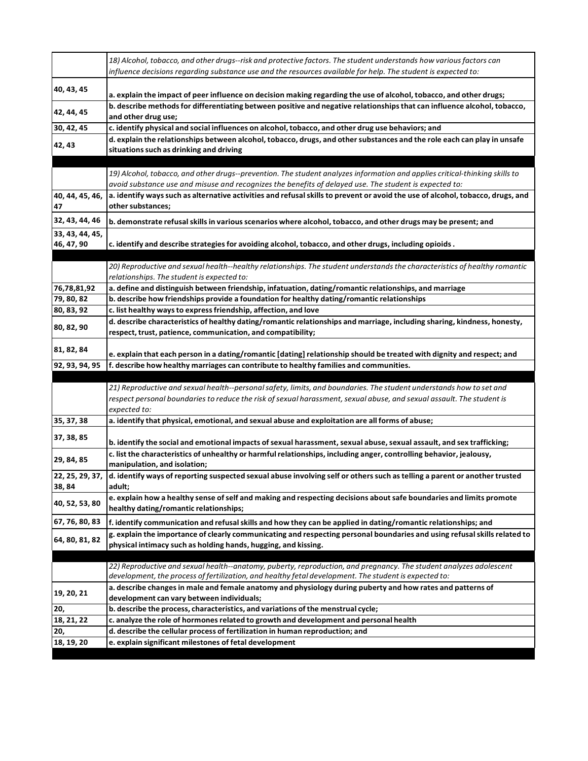| | |
|---|---|
| | *18) Alcohol, tobacco, and other drugs--risk and protective factors. The student understands how various factors can influence decisions regarding substance use and the resources available for help. The student is expected to:* |
| 40, 43, 45 | **a. explain the impact of peer influence on decision making regarding the use of alcohol, tobacco, and other drugs;** |
| 42, 44, 45 | **b. describe methods for differentiating between positive and negative relationships that can influence alcohol, tobacco, and other drug use;** |
| 30, 42, 45 | **c. identify physical and social influences on alcohol, tobacco, and other drug use behaviors; and** |
| 42, 43 | **d. explain the relationships between alcohol, tobacco, drugs, and other substances and the role each can play in unsafe situations such as drinking and driving** |
| | |
| | *19) Alcohol, tobacco, and other drugs--prevention. The student analyzes information and applies critical-thinking skills to avoid substance use and misuse and recognizes the benefits of delayed use. The student is expected to:* |
| 40, 44, 45, 46, 47 | **a. identify ways such as alternative activities and refusal skills to prevent or avoid the use of alcohol, tobacco, drugs, and other substances;** |
| 32, 43, 44, 46 | **b. demonstrate refusal skills in various scenarios where alcohol, tobacco, and other drugs may be present; and** |
| 33, 43, 44, 45, 46, 47, 90 | **c. identify and describe strategies for avoiding alcohol, tobacco, and other drugs, including opioids .** |
| | |
| | *20) Reproductive and sexual health--healthy relationships. The student understands the characteristics of healthy romantic relationships. The student is expected to:* |
| 76,78,81,92 | **a. define and distinguish between friendship, infatuation, dating/romantic relationships, and marriage** |
| 79, 80, 82 | **b. describe how friendships provide a foundation for healthy dating/romantic relationships** |
| 80, 83, 92 | **c. list healthy ways to express friendship, affection, and love** |
| 80, 82, 90 | **d. describe characteristics of healthy dating/romantic relationships and marriage, including sharing, kindness, honesty, respect, trust, patience, communication, and compatibility;** |
| 81, 82, 84 | **e. explain that each person in a dating/romantic [dating] relationship should be treated with dignity and respect; and** |
| 92, 93, 94, 95 | **f. describe how healthy marriages can contribute to healthy families and communities.** |
| | |
| | *21) Reproductive and sexual health--personal safety, limits, and boundaries. The student understands how to set and respect personal boundaries to reduce the risk of sexual harassment, sexual abuse, and sexual assault. The student is expected to:* |
| 35, 37, 38 | **a. identify that physical, emotional, and sexual abuse and exploitation are all forms of abuse;** |
| 37, 38, 85 | **b. identify the social and emotional impacts of sexual harassment, sexual abuse, sexual assault, and sex trafficking;** |
| 29, 84, 85 | **c. list the characteristics of unhealthy or harmful relationships, including anger, controlling behavior, jealousy, manipulation, and isolation;** |
| 22, 25, 29, 37, 38, 84 | **d. identify ways of reporting suspected sexual abuse involving self or others such as telling a parent or another trusted adult;** |
| 40, 52, 53, 80 | **e. explain how a healthy sense of self and making and respecting decisions about safe boundaries and limits promote healthy dating/romantic relationships;** |
| 67, 76, 80, 83 | **f. identify communication and refusal skills and how they can be applied in dating/romantic relationships; and** |
| 64, 80, 81, 82 | **g. explain the importance of clearly communicating and respecting personal boundaries and using refusal skills related to physical intimacy such as holding hands, hugging, and kissing.** |
| | |
| | *22) Reproductive and sexual health--anatomy, puberty, reproduction, and pregnancy. The student analyzes adolescent development, the process of fertilization, and healthy fetal development. The student is expected to:* |
| 19, 20, 21 | **a. describe changes in male and female anatomy and physiology during puberty and how rates and patterns of development can vary between individuals;** |
| 20, | **b. describe the process, characteristics, and variations of the menstrual cycle;** |
| 18, 21, 22 | **c. analyze the role of hormones related to growth and development and personal health** |
| 20, | **d. describe the cellular process of fertilization in human reproduction; and** |
| 18, 19, 20 | **e. explain significant milestones of fetal development** |

| | |
|---|---|
| | *18) Alcohol, tobacco, and other drugs--risk and protective factors. The student understands how various factors can influence decisions regarding substance use and the resources available for help. The student is expected to:* |
| 40, 43, 45 | **a. explain the impact of peer influence on decision making regarding the use of alcohol, tobacco, and other drugs;** |
| 42, 44, 45 | **b. describe methods for differentiating between positive and negative relationships that can influence alcohol, tobacco, and other drug use;** |
| 30, 42, 45 | **c. identify physical and social influences on alcohol, tobacco, and other drug use behaviors; and** |
| 42, 43 | **d. explain the relationships between alcohol, tobacco, drugs, and other substances and the role each can play in unsafe situations such as drinking and driving** |
| | |
| | *19) Alcohol, tobacco, and other drugs--prevention. The student analyzes information and applies critical-thinking skills to avoid substance use and misuse and recognizes the benefits of delayed use. The student is expected to:* |
| 40, 44, 45, 46, 47 | **a. identify ways such as alternative activities and refusal skills to prevent or avoid the use of alcohol, tobacco, drugs, and other substances;** |
| 32, 43, 44, 46 | **b. demonstrate refusal skills in various scenarios where alcohol, tobacco, and other drugs may be present; and** |
| 33, 43, 44, 45, 46, 47 | **c. identify and describe strategies for avoiding alcohol, tobacco, and other drugs, including opioids .** |
| | |
| | *20) Reproductive and sexual health--healthy relationships. The student understands the characteristics of healthy romantic relationships. The student is expected to:* |
| 76,78,81,92 | **a. define and distinguish between friendship, infatuation, dating/romantic relationships, and marriage** |
| 79, 80, 82 | **b. describe how friendships provide a foundation for healthy dating/romantic relationships** |
| 80, 83, 92 | **c. list healthy ways to express friendship, affection, and love** |
| 80, 82, 90 | **d. describe characteristics of healthy dating/romantic relationships and marriage, including sharing, kindness, honesty, respect, trust, patience, communication, and compatibility;** |
| 81, 82, 84 | **e. explain that each person in a dating/romantic [dating] relationship should be treated with dignity and respect; and** |
| 92, 93, 94, 95 | **f. describe how healthy marriages can contribute to healthy families and communities.** |
| | |
| | *21) Reproductive and sexual health--personal safety, limits, and boundaries. The student understands how to set and respect personal boundaries to reduce the risk of sexual harassment, sexual abuse, and sexual assault. The student is expected to:* |
| 35, 37, 38 | **a. identify that physical, emotional, and sexual abuse and exploitation are all forms of abuse;** |
| 37, 38, 85 | **b. identify the social and emotional impacts of sexual harassment, sexual abuse, sexual assault, and sex trafficking;** |
| 29, 84, 85 | **c. list the characteristics of unhealthy or harmful relationships, including anger, controlling behavior, jealousy, manipulation, and isolation;** |
| 22, 25, 29, 37, 38, 84 | **d. identify ways of reporting suspected sexual abuse involving self or others such as telling a parent or another trusted adult;** |
| 40, 52, 53, 80 | **e. explain how a healthy sense of self and making and respecting decisions about safe boundaries and limits promote healthy dating/romantic relationships;** |
| 67, 76, 80, 83 | **f. identify communication and refusal skills and how they can be applied in dating/romantic relationships; and** |
| 64, 80, 81, 82 | **g. explain the importance of clearly communicating and respecting personal boundaries and using refusal skills related to physical intimacy such as holding hands, hugging, and kissing.** |
| | |
| | *22) Reproductive and sexual health--anatomy, puberty, reproduction, and pregnancy. The student analyzes adolescent development, the process of fertilization, and healthy fetal development. The student is expected to:* |
| 19, 20, 21 | **a. describe changes in male and female anatomy and physiology during puberty and how rates and patterns of development can vary between individuals;** |
| 20, | **b. describe the process, characteristics, and variations of the menstrual cycle;** |
| 18, 21, 22 | **c. analyze the role of hormones related to growth and development and personal health** |
| 20, | **d. describe the cellular process of fertilization in human reproduction; and** |
| 18, 19, 20 | **e. explain significant milestones of fetal development** |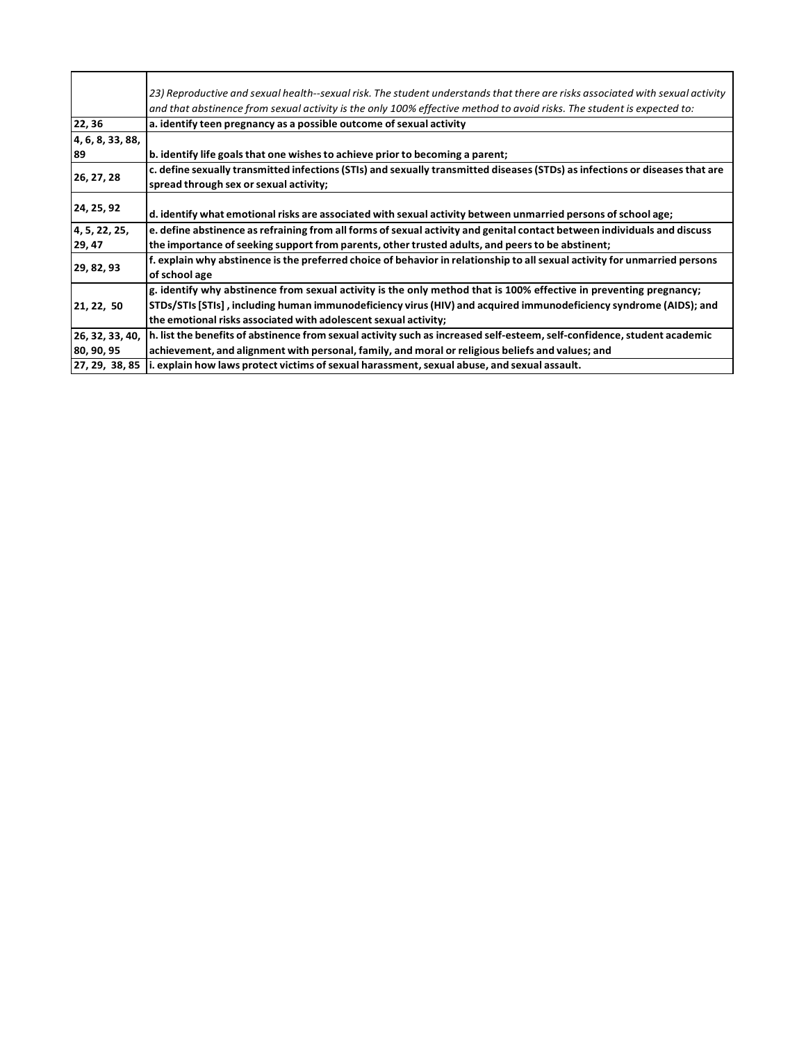| | |
|---|---|
| | *23) Reproductive and sexual health--sexual risk. The student understands that there are risks associated with sexual activity and that abstinence from sexual activity is the only 100% effective method to avoid risks. The student is expected to:* |
| **22, 36** | **a. identify teen pregnancy as a possible outcome of sexual activity** |
| **4, 6, 8, 33, 88, 89** | **b. identify life goals that one wishes to achieve prior to becoming a parent;** |
| **26, 27, 28** | **c. define sexually transmitted infections (STIs) and sexually transmitted diseases (STDs) as infections or diseases that are spread through sex or sexual activity;** |
| **24, 25, 92** | **d. identify what emotional risks are associated with sexual activity between unmarried persons of school age;** |
| **4, 5, 22, 25, 29, 47** | **e. define abstinence as refraining from all forms of sexual activity and genital contact between individuals and discuss the importance of seeking support from parents, other trusted adults, and peers to be abstinent;** |
| **29, 82, 93** | **f. explain why abstinence is the preferred choice of behavior in relationship to all sexual activity for unmarried persons of school age** |
| **21, 22, 50** | **g. identify why abstinence from sexual activity is the only method that is 100% effective in preventing pregnancy; STDs/STIs [STIs] , including human immunodeficiency virus (HIV) and acquired immunodeficiency syndrome (AIDS); and the emotional risks associated with adolescent sexual activity;** |
| **26, 32, 33, 40, 80, 90, 95** | **h. list the benefits of abstinence from sexual activity such as increased self-esteem, self-confidence, student academic achievement, and alignment with personal, family, and moral or religious beliefs and values; and** |
| **27, 29, 38, 85** | **i. explain how laws protect victims of sexual harassment, sexual abuse, and sexual assault.** |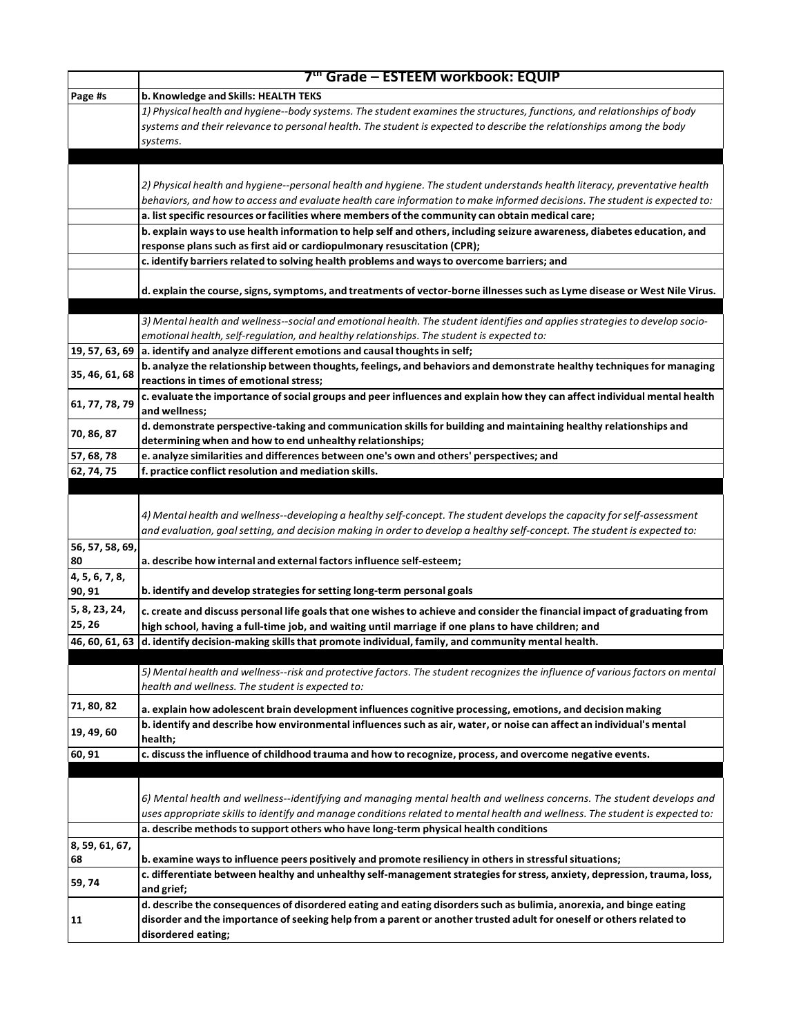| | 7th Grade – ESTEEM workbook: EQUIP |
|---|---|
| **Page #s** | **b. Knowledge and Skills: HEALTH TEKS** |
| | *1) Physical health and hygiene--body systems. The student examines the structures, functions, and relationships of body systems and their relevance to personal health. The student is expected to describe the relationships among the body systems.* |
| | |
| | *2) Physical health and hygiene--personal health and hygiene. The student understands health literacy, preventative health behaviors, and how to access and evaluate health care information to make informed decisions. The student is expected to:* |
| | **a. list specific resources or facilities where members of the community can obtain medical care;** |
| | **b. explain ways to use health information to help self and others, including seizure awareness, diabetes education, and response plans such as first aid or cardiopulmonary resuscitation (CPR);** |
| | **c. identify barriers related to solving health problems and ways to overcome barriers; and** |
| | **d. explain the course, signs, symptoms, and treatments of vector-borne illnesses such as Lyme disease or West Nile Virus.** |
| | |
| | *3) Mental health and wellness--social and emotional health. The student identifies and applies strategies to develop socio-emotional health, self-regulation, and healthy relationships. The student is expected to:* |
| 19, 57, 63, 69 | **a. identify and analyze different emotions and causal thoughts in self;** |
| 35, 46, 61, 68 | **b. analyze the relationship between thoughts, feelings, and behaviors and demonstrate healthy techniques for managing reactions in times of emotional stress;** |
| 61, 77, 78, 79 | **c. evaluate the importance of social groups and peer influences and explain how they can affect individual mental health and wellness;** |
| 70, 86, 87 | **d. demonstrate perspective-taking and communication skills for building and maintaining healthy relationships and determining when and how to end unhealthy relationships;** |
| 57, 68, 78 | **e. analyze similarities and differences between one's own and others' perspectives; and** |
| 62, 74, 75 | **f. practice conflict resolution and mediation skills.** |
| | |
| | *4) Mental health and wellness--developing a healthy self-concept. The student develops the capacity for self-assessment and evaluation, goal setting, and decision making in order to develop a healthy self-concept. The student is expected to:* |
| 56, 57, 58, 69, 80 | **a. describe how internal and external factors influence self-esteem;** |
| 4, 5, 6, 7, 8, 90, 91 | **b. identify and develop strategies for setting long-term personal goals** |
| 5, 8, 23, 24, 25, 26 | **c. create and discuss personal life goals that one wishes to achieve and consider the financial impact of graduating from high school, having a full-time job, and waiting until marriage if one plans to have children; and** |
| 46, 60, 61, 63 | **d. identify decision-making skills that promote individual, family, and community mental health.** |
| | |
| | *5) Mental health and wellness--risk and protective factors. The student recognizes the influence of various factors on mental health and wellness. The student is expected to:* |
| 71, 80, 82 | **a. explain how adolescent brain development influences cognitive processing, emotions, and decision making** |
| 19, 49, 60 | **b. identify and describe how environmental influences such as air, water, or noise can affect an individual's mental health;** |
| 60, 91 | **c. discuss the influence of childhood trauma and how to recognize, process, and overcome negative events.** |
| | |
| | *6) Mental health and wellness--identifying and managing mental health and wellness concerns. The student develops and uses appropriate skills to identify and manage conditions related to mental health and wellness. The student is expected to:* |
| | **a. describe methods to support others who have long-term physical health conditions** |
| 8, 59, 61, 67, 68 | **b. examine ways to influence peers positively and promote resiliency in others in stressful situations;** |
| 59, 74 | **c. differentiate between healthy and unhealthy self-management strategies for stress, anxiety, depression, trauma, loss, and grief;** |
| 11 | **d. describe the consequences of disordered eating and eating disorders such as bulimia, anorexia, and binge eating disorder and the importance of seeking help from a parent or another trusted adult for oneself or others related to disordered eating;** |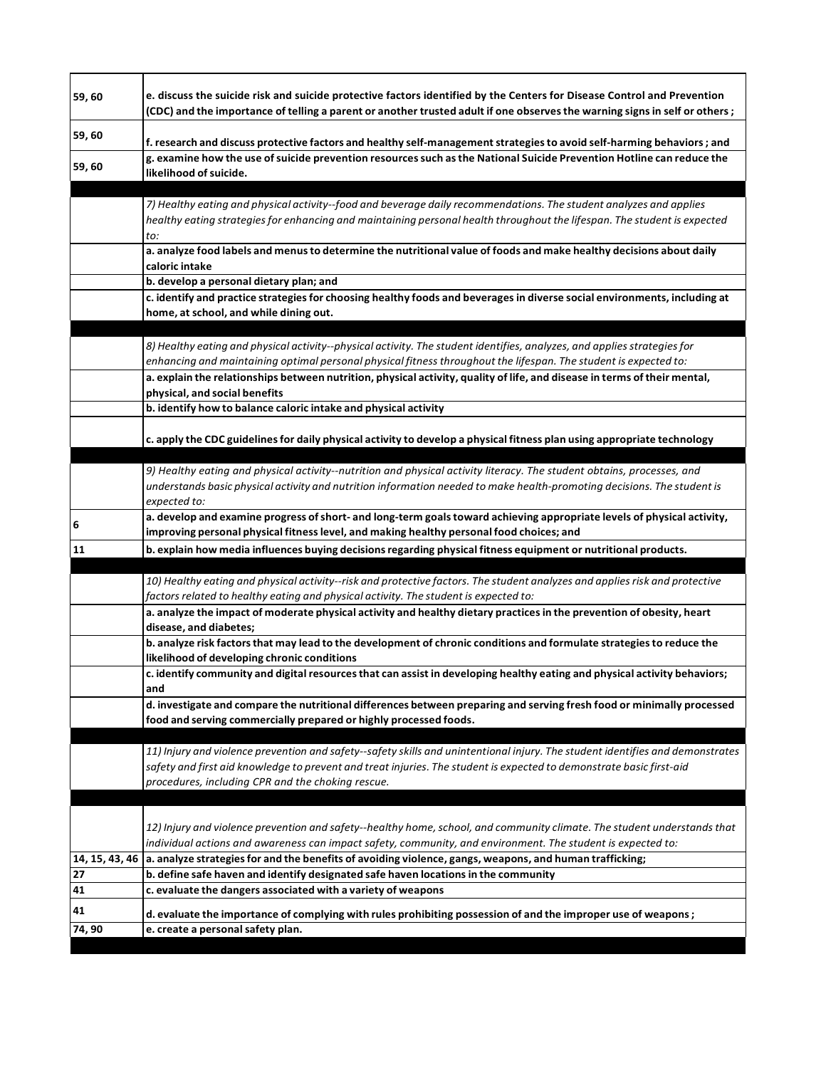| | |
|---|---|
| 59, 60 | **e. discuss the suicide risk and suicide protective factors identified by the Centers for Disease Control and Prevention (CDC) and the importance of telling a parent or another trusted adult if one observes the warning signs in self or others ;** |
| 59, 60 | **f. research and discuss protective factors and healthy self-management strategies to avoid self-harming behaviors ; and** |
| 59, 60 | **g. examine how the use of suicide prevention resources such as the National Suicide Prevention Hotline can reduce the likelihood of suicide.** |
| | |
| | *7) Healthy eating and physical activity--food and beverage daily recommendations. The student analyzes and applies healthy eating strategies for enhancing and maintaining personal health throughout the lifespan. The student is expected to:* |
| | **a. analyze food labels and menus to determine the nutritional value of foods and make healthy decisions about daily caloric intake** |
| | **b. develop a personal dietary plan; and** |
| | **c. identify and practice strategies for choosing healthy foods and beverages in diverse social environments, including at home, at school, and while dining out.** |
| | |
| | *8) Healthy eating and physical activity--physical activity. The student identifies, analyzes, and applies strategies for enhancing and maintaining optimal personal physical fitness throughout the lifespan. The student is expected to:* |
| | **a. explain the relationships between nutrition, physical activity, quality of life, and disease in terms of their mental, physical, and social benefits** |
| | **b. identify how to balance caloric intake and physical activity** |
| | **c. apply the CDC guidelines for daily physical activity to develop a physical fitness plan using appropriate technology** |
| | |
| | *9) Healthy eating and physical activity--nutrition and physical activity literacy. The student obtains, processes, and understands basic physical activity and nutrition information needed to make health-promoting decisions. The student is expected to:* |
| 6 | **a. develop and examine progress of short- and long-term goals toward achieving appropriate levels of physical activity, improving personal physical fitness level, and making healthy personal food choices; and** |
| 11 | **b. explain how media influences buying decisions regarding physical fitness equipment or nutritional products.** |
| | |
| | *10) Healthy eating and physical activity--risk and protective factors. The student analyzes and applies risk and protective factors related to healthy eating and physical activity. The student is expected to:* |
| | **a. analyze the impact of moderate physical activity and healthy dietary practices in the prevention of obesity, heart disease, and diabetes;** |
| | **b. analyze risk factors that may lead to the development of chronic conditions and formulate strategies to reduce the likelihood of developing chronic conditions** |
| | **c. identify community and digital resources that can assist in developing healthy eating and physical activity behaviors; and** |
| | **d. investigate and compare the nutritional differences between preparing and serving fresh food or minimally processed food and serving commercially prepared or highly processed foods.** |
| | |
| | *11) Injury and violence prevention and safety--safety skills and unintentional injury. The student identifies and demonstrates safety and first aid knowledge to prevent and treat injuries. The student is expected to demonstrate basic first-aid procedures, including CPR and the choking rescue.* |
| | |
| | *12) Injury and violence prevention and safety--healthy home, school, and community climate. The student understands that individual actions and awareness can impact safety, community, and environment. The student is expected to:* |
| 14, 15, 43, 46 | **a. analyze strategies for and the benefits of avoiding violence, gangs, weapons, and human trafficking;** |
| 27 | **b. define safe haven and identify designated safe haven locations in the community** |
| 41 | **c. evaluate the dangers associated with a variety of weapons** |
| 41 | **d. evaluate the importance of complying with rules prohibiting possession of and the improper use of weapons ;** |
| 74, 90 | **e. create a personal safety plan.** |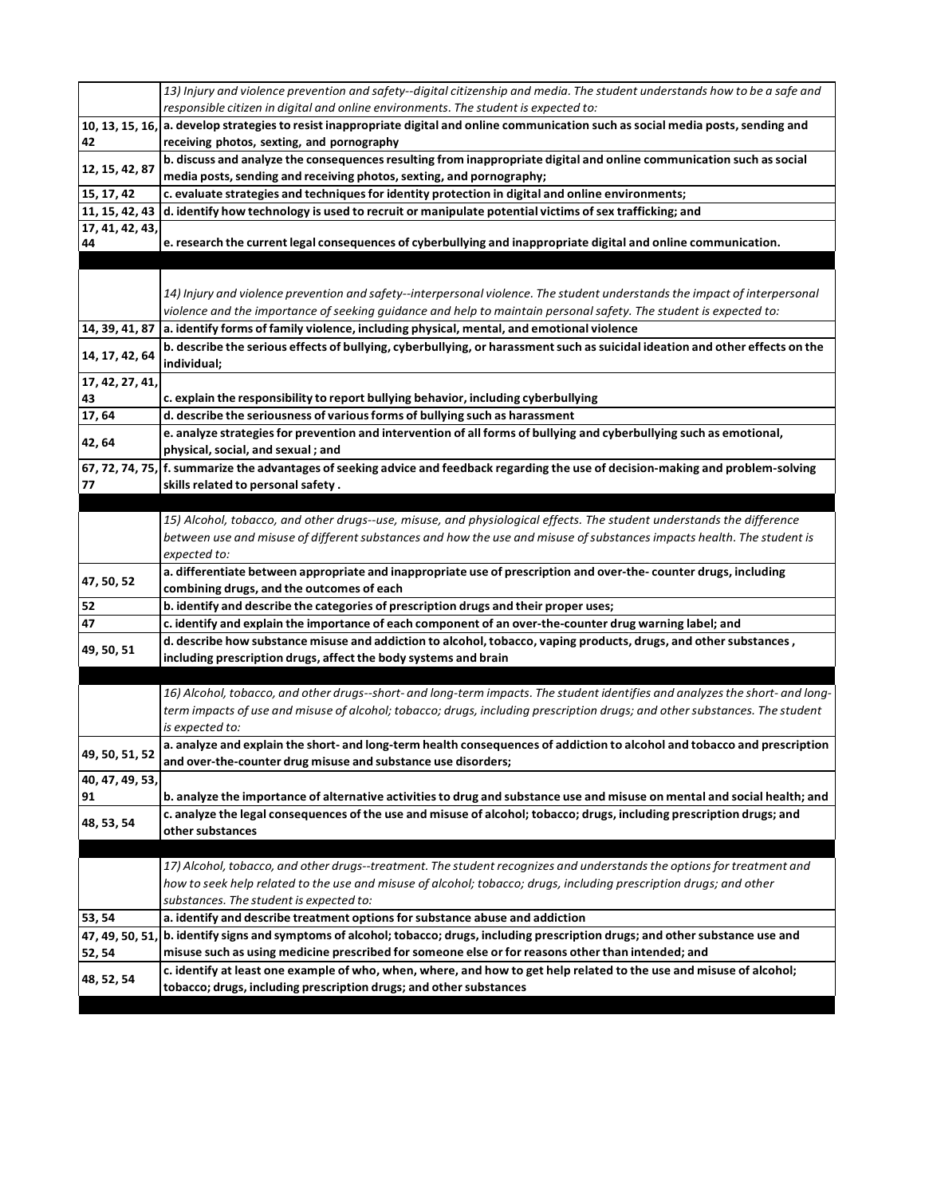| | |
|---|---|
| | *13) Injury and violence prevention and safety--digital citizenship and media. The student understands how to be a safe and responsible citizen in digital and online environments. The student is expected to:* |
| 10, 13, 15, 16, 42 | **a. develop strategies to resist inappropriate digital and online communication such as social media posts, sending and receiving photos, sexting, and pornography** |
| 12, 15, 42, 87 | **b. discuss and analyze the consequences resulting from inappropriate digital and online communication such as social media posts, sending and receiving photos, sexting, and pornography;** |
| 15, 17, 42 | **c. evaluate strategies and techniques for identity protection in digital and online environments;** |
| 11, 15, 42, 43 | **d. identify how technology is used to recruit or manipulate potential victims of sex trafficking; and** |
| 17, 41, 42, 43, 44 | **e. research the current legal consequences of cyberbullying and inappropriate digital and online communication.** |
| | |
| | *14) Injury and violence prevention and safety--interpersonal violence. The student understands the impact of interpersonal violence and the importance of seeking guidance and help to maintain personal safety. The student is expected to:* |
| 14, 39, 41, 87 | **a. identify forms of family violence, including physical, mental, and emotional violence** |
| 14, 17, 42, 64 | **b. describe the serious effects of bullying, cyberbullying, or harassment such as suicidal ideation and other effects on the individual;** |
| 17, 42, 27, 41, 43 | **c. explain the responsibility to report bullying behavior, including cyberbullying** |
| 17, 64 | **d. describe the seriousness of various forms of bullying such as harassment** |
| 42, 64 | **e. analyze strategies for prevention and intervention of all forms of bullying and cyberbullying such as emotional, physical, social, and sexual ; and** |
| 67, 72, 74, 75, 77 | **f. summarize the advantages of seeking advice and feedback regarding the use of decision-making and problem-solving skills related to personal safety .** |
| | |
| | *15) Alcohol, tobacco, and other drugs--use, misuse, and physiological effects. The student understands the difference between use and misuse of different substances and how the use and misuse of substances impacts health. The student is expected to:* |
| 47, 50, 52 | **a. differentiate between appropriate and inappropriate use of prescription and over-the- counter drugs, including combining drugs, and the outcomes of each** |
| 52 | **b. identify and describe the categories of prescription drugs and their proper uses;** |
| 47 | **c. identify and explain the importance of each component of an over-the-counter drug warning label; and** |
| 49, 50, 51 | **d. describe how substance misuse and addiction to alcohol, tobacco, vaping products, drugs, and other substances , including prescription drugs, affect the body systems and brain** |
| | |
| | *16) Alcohol, tobacco, and other drugs--short- and long-term impacts. The student identifies and analyzes the short- and long-term impacts of use and misuse of alcohol; tobacco; drugs, including prescription drugs; and other substances. The student is expected to:* |
| 49, 50, 51, 52 | **a. analyze and explain the short- and long-term health consequences of addiction to alcohol and tobacco and prescription and over-the-counter drug misuse and substance use disorders;** |
| 40, 47, 49, 53, 91 | **b. analyze the importance of alternative activities to drug and substance use and misuse on mental and social health; and** |
| 48, 53, 54 | **c. analyze the legal consequences of the use and misuse of alcohol; tobacco; drugs, including prescription drugs; and other substances** |
| | |
| | *17) Alcohol, tobacco, and other drugs--treatment. The student recognizes and understands the options for treatment and how to seek help related to the use and misuse of alcohol; tobacco; drugs, including prescription drugs; and other substances. The student is expected to:* |
| 53, 54 | **a. identify and describe treatment options for substance abuse and addiction** |
| 47, 49, 50, 51, 52, 54 | **b. identify signs and symptoms of alcohol; tobacco; drugs, including prescription drugs; and other substance use and misuse such as using medicine prescribed for someone else or for reasons other than intended; and** |
| 48, 52, 54 | **c. identify at least one example of who, when, where, and how to get help related to the use and misuse of alcohol; tobacco; drugs, including prescription drugs; and other substances** |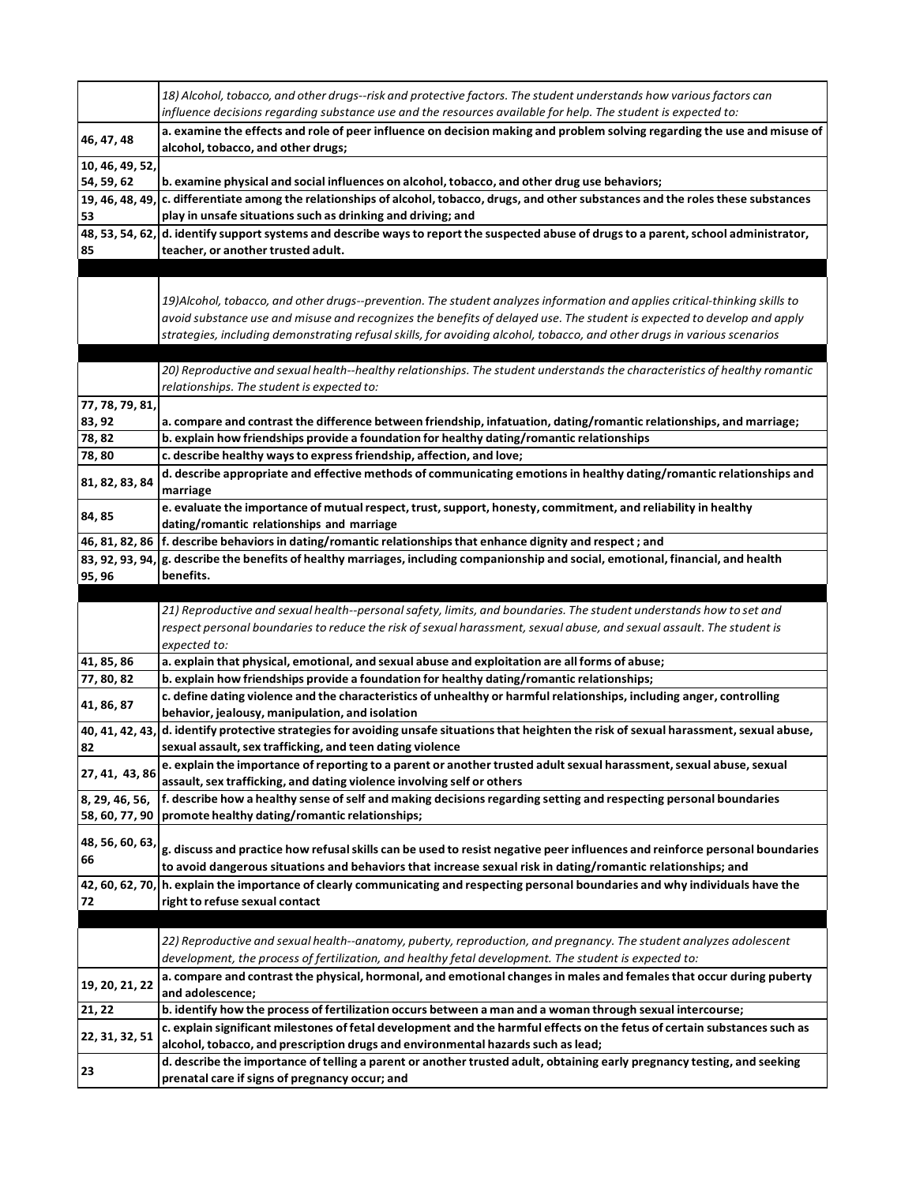| | |
|---|---|
| | *18) Alcohol, tobacco, and other drugs--risk and protective factors. The student understands how various factors can influence decisions regarding substance use and the resources available for help. The student is expected to:* |
| 46, 47, 48 | **a. examine the effects and role of peer influence on decision making and problem solving regarding the use and misuse of alcohol, tobacco, and other drugs;** |
| 10, 46, 49, 52, 54, 59, 62 | **b. examine physical and social influences on alcohol, tobacco, and other drug use behaviors;** |
| 19, 46, 48, 49, 53 | **c. differentiate among the relationships of alcohol, tobacco, drugs, and other substances and the roles these substances play in unsafe situations such as drinking and driving; and** |
| 48, 53, 54, 62, 85 | **d. identify support systems and describe ways to report the suspected abuse of drugs to a parent, school administrator, teacher, or another trusted adult.** |
| | |
| | *19)Alcohol, tobacco, and other drugs--prevention. The student analyzes information and applies critical-thinking skills to avoid substance use and misuse and recognizes the benefits of delayed use. The student is expected to develop and apply strategies, including demonstrating refusal skills, for avoiding alcohol, tobacco, and other drugs in various scenarios* |
| | |
| | *20) Reproductive and sexual health--healthy relationships. The student understands the characteristics of healthy romantic relationships. The student is expected to:* |
| 77, 78, 79, 81, 83, 92 | **a. compare and contrast the difference between friendship, infatuation, dating/romantic relationships, and marriage;** |
| 78, 82 | **b. explain how friendships provide a foundation for healthy dating/romantic relationships** |
| 78, 80 | **c. describe healthy ways to express friendship, affection, and love;** |
| 81, 82, 83, 84 | **d. describe appropriate and effective methods of communicating emotions in healthy dating/romantic relationships and marriage** |
| 84, 85 | **e. evaluate the importance of mutual respect, trust, support, honesty, commitment, and reliability in healthy dating/romantic relationships and marriage** |
| 46, 81, 82, 86 | **f. describe behaviors in dating/romantic relationships that enhance dignity and respect ; and** |
| 83, 92, 93, 94, 95, 96 | **g. describe the benefits of healthy marriages, including companionship and social, emotional, financial, and health benefits.** |
| | |
| | *21) Reproductive and sexual health--personal safety, limits, and boundaries. The student understands how to set and respect personal boundaries to reduce the risk of sexual harassment, sexual abuse, and sexual assault. The student is expected to:* |
| 41, 85, 86 | **a. explain that physical, emotional, and sexual abuse and exploitation are all forms of abuse;** |
| 77, 80, 82 | **b. explain how friendships provide a foundation for healthy dating/romantic relationships;** |
| 41, 86, 87 | **c. define dating violence and the characteristics of unhealthy or harmful relationships, including anger, controlling behavior, jealousy, manipulation, and isolation** |
| 40, 41, 42, 43, 82 | **d. identify protective strategies for avoiding unsafe situations that heighten the risk of sexual harassment, sexual abuse, sexual assault, sex trafficking, and teen dating violence** |
| 27, 41, 43, 86 | **e. explain the importance of reporting to a parent or another trusted adult sexual harassment, sexual abuse, sexual assault, sex trafficking, and dating violence involving self or others** |
| 8, 29, 46, 56, 58, 60, 77, 90 | **f. describe how a healthy sense of self and making decisions regarding setting and respecting personal boundaries promote healthy dating/romantic relationships;** |
| 48, 56, 60, 63, 66 | **g. discuss and practice how refusal skills can be used to resist negative peer influences and reinforce personal boundaries to avoid dangerous situations and behaviors that increase sexual risk in dating/romantic relationships; and** |
| 42, 60, 62, 70, 72 | **h. explain the importance of clearly communicating and respecting personal boundaries and why individuals have the right to refuse sexual contact** |
| | |
| | *22) Reproductive and sexual health--anatomy, puberty, reproduction, and pregnancy. The student analyzes adolescent development, the process of fertilization, and healthy fetal development. The student is expected to:* |
| 19, 20, 21, 22 | **a. compare and contrast the physical, hormonal, and emotional changes in males and females that occur during puberty and adolescence;** |
| 21, 22 | **b. identify how the process of fertilization occurs between a man and a woman through sexual intercourse;** |
| 22, 31, 32, 51 | **c. explain significant milestones of fetal development and the harmful effects on the fetus of certain substances such as alcohol, tobacco, and prescription drugs and environmental hazards such as lead;** |
| 23 | **d. describe the importance of telling a parent or another trusted adult, obtaining early pregnancy testing, and seeking prenatal care if signs of pregnancy occur; and** |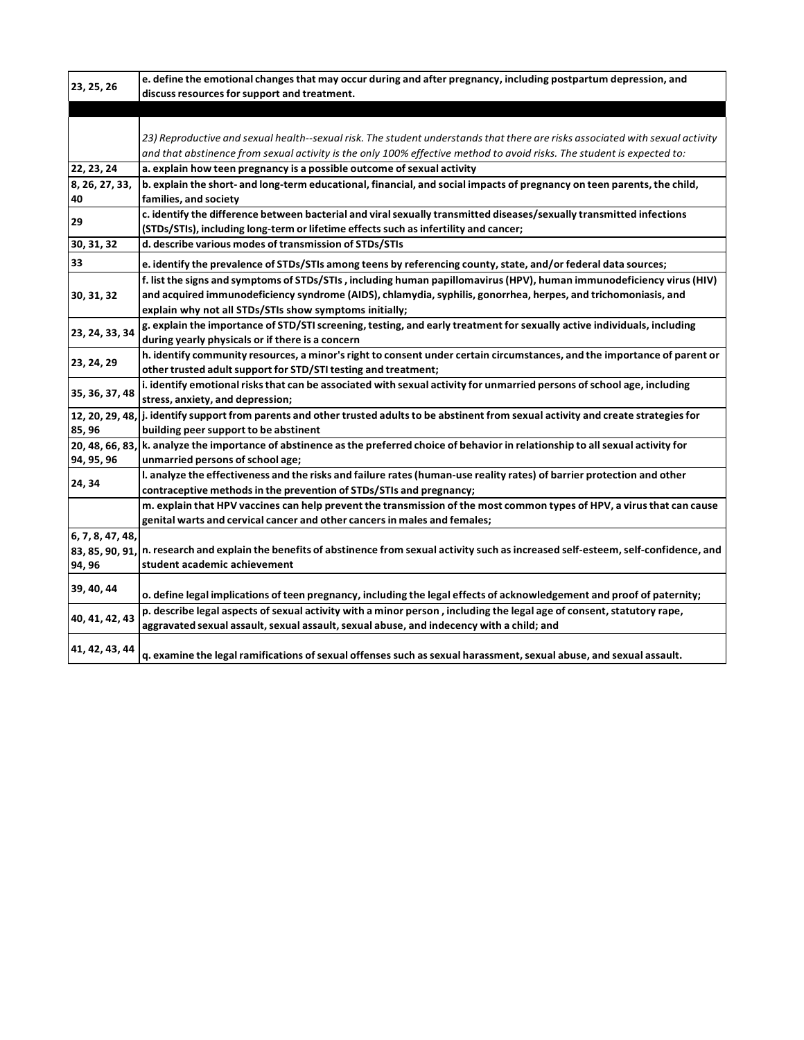| | |
|---|---|
| 23, 25, 26 | **e. define the emotional changes that may occur during and after pregnancy, including postpartum depression, and discuss resources for support and treatment.** |
| | |
| | *23) Reproductive and sexual health--sexual risk. The student understands that there are risks associated with sexual activity and that abstinence from sexual activity is the only 100% effective method to avoid risks. The student is expected to:* |
| 22, 23, 24 | **a. explain how teen pregnancy is a possible outcome of sexual activity** |
| 8, 26, 27, 33, 40 | **b. explain the short- and long-term educational, financial, and social impacts of pregnancy on teen parents, the child, families, and society** |
| 29 | **c. identify the difference between bacterial and viral sexually transmitted diseases/sexually transmitted infections (STDs/STIs), including long-term or lifetime effects such as infertility and cancer;** |
| 30, 31, 32 | **d. describe various modes of transmission of STDs/STIs** |
| 33 | **e. identify the prevalence of STDs/STIs among teens by referencing county, state, and/or federal data sources;** |
| 30, 31, 32 | **f. list the signs and symptoms of STDs/STIs , including human papillomavirus (HPV), human immunodeficiency virus (HIV) and acquired immunodeficiency syndrome (AIDS), chlamydia, syphilis, gonorrhea, herpes, and trichomoniasis, and explain why not all STDs/STIs show symptoms initially;** |
| 23, 24, 33, 34 | **g. explain the importance of STD/STI screening, testing, and early treatment for sexually active individuals, including during yearly physicals or if there is a concern** |
| 23, 24, 29 | **h. identify community resources, a minor's right to consent under certain circumstances, and the importance of parent or other trusted adult support for STD/STI testing and treatment;** |
| 35, 36, 37, 48 | **i. identify emotional risks that can be associated with sexual activity for unmarried persons of school age, including stress, anxiety, and depression;** |
| 12, 20, 29, 48, 85, 96 | **j. identify support from parents and other trusted adults to be abstinent from sexual activity and create strategies for building peer support to be abstinent** |
| 20, 48, 66, 83, 94, 95, 96 | **k. analyze the importance of abstinence as the preferred choice of behavior in relationship to all sexual activity for unmarried persons of school age;** |
| 24, 34 | **l. analyze the effectiveness and the risks and failure rates (human-use reality rates) of barrier protection and other contraceptive methods in the prevention of STDs/STIs and pregnancy;** |
| | **m. explain that HPV vaccines can help prevent the transmission of the most common types of HPV, a virus that can cause genital warts and cervical cancer and other cancers in males and females;** |
| 6, 7, 8, 47, 48, 83, 85, 90, 91, 94, 96 | **n. research and explain the benefits of abstinence from sexual activity such as increased self-esteem, self-confidence, and student academic achievement** |
| 39, 40, 44 | **o. define legal implications of teen pregnancy, including the legal effects of acknowledgement and proof of paternity;** |
| 40, 41, 42, 43 | **p. describe legal aspects of sexual activity with a minor person , including the legal age of consent, statutory rape, aggravated sexual assault, sexual assault, sexual abuse, and indecency with a child; and** |
| 41, 42, 43, 44 | **q. examine the legal ramifications of sexual offenses such as sexual harassment, sexual abuse, and sexual assault.** |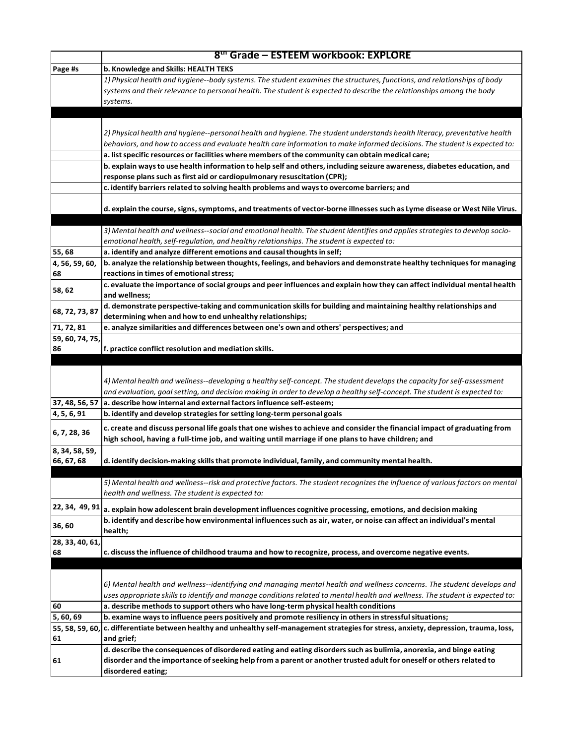| | 8th Grade – ESTEEM workbook: EXPLORE |
|---|---|
| **Page #s** | **b. Knowledge and Skills: HEALTH TEKS** |
| | *1) Physical health and hygiene--body systems. The student examines the structures, functions, and relationships of body systems and their relevance to personal health. The student is expected to describe the relationships among the body systems.* |
| | |
| | *2) Physical health and hygiene--personal health and hygiene. The student understands health literacy, preventative health behaviors, and how to access and evaluate health care information to make informed decisions. The student is expected to:* |
| | **a. list specific resources or facilities where members of the community can obtain medical care;** |
| | **b. explain ways to use health information to help self and others, including seizure awareness, diabetes education, and response plans such as first aid or cardiopulmonary resuscitation (CPR);** |
| | **c. identify barriers related to solving health problems and ways to overcome barriers; and** |
| | **d. explain the course, signs, symptoms, and treatments of vector-borne illnesses such as Lyme disease or West Nile Virus.** |
| | |
| | *3) Mental health and wellness--social and emotional health. The student identifies and applies strategies to develop socio-emotional health, self-regulation, and healthy relationships. The student is expected to:* |
| 55, 68 | **a. identify and analyze different emotions and causal thoughts in self;** |
| 4, 56, 59, 60, 68 | **b. analyze the relationship between thoughts, feelings, and behaviors and demonstrate healthy techniques for managing reactions in times of emotional stress;** |
| 58, 62 | **c. evaluate the importance of social groups and peer influences and explain how they can affect individual mental health and wellness;** |
| 68, 72, 73, 87 | **d. demonstrate perspective-taking and communication skills for building and maintaining healthy relationships and determining when and how to end unhealthy relationships;** |
| 71, 72, 81 | **e. analyze similarities and differences between one's own and others' perspectives; and** |
| 59, 60, 74, 75, 86 | **f. practice conflict resolution and mediation skills.** |
| | |
| | *4) Mental health and wellness--developing a healthy self-concept. The student develops the capacity for self-assessment and evaluation, goal setting, and decision making in order to develop a healthy self-concept. The student is expected to:* |
| 37, 48, 56, 57 | **a. describe how internal and external factors influence self-esteem;** |
| 4, 5, 6, 91 | **b. identify and develop strategies for setting long-term personal goals** |
| 6, 7, 28, 36 | **c. create and discuss personal life goals that one wishes to achieve and consider the financial impact of graduating from high school, having a full-time job, and waiting until marriage if one plans to have children; and** |
| 8, 34, 58, 59, 66, 67, 68 | **d. identify decision-making skills that promote individual, family, and community mental health.** |
| | |
| | *5) Mental health and wellness--risk and protective factors. The student recognizes the influence of various factors on mental health and wellness. The student is expected to:* |
| 22, 34, 49, 91 | **a. explain how adolescent brain development influences cognitive processing, emotions, and decision making** |
| 36, 60 | **b. identify and describe how environmental influences such as air, water, or noise can affect an individual's mental health;** |
| 28, 33, 40, 61, 68 | **c. discuss the influence of childhood trauma and how to recognize, process, and overcome negative events.** |
| | |
| | *6) Mental health and wellness--identifying and managing mental health and wellness concerns. The student develops and uses appropriate skills to identify and manage conditions related to mental health and wellness. The student is expected to:* |
| 60 | **a. describe methods to support others who have long-term physical health conditions** |
| 5, 60, 69 | **b. examine ways to influence peers positively and promote resiliency in others in stressful situations;** |
| 55, 58, 59, 60, 61 | **c. differentiate between healthy and unhealthy self-management strategies for stress, anxiety, depression, trauma, loss, and grief;** |
| 61 | **d. describe the consequences of disordered eating and eating disorders such as bulimia, anorexia, and binge eating disorder and the importance of seeking help from a parent or another trusted adult for oneself or others related to disordered eating;** |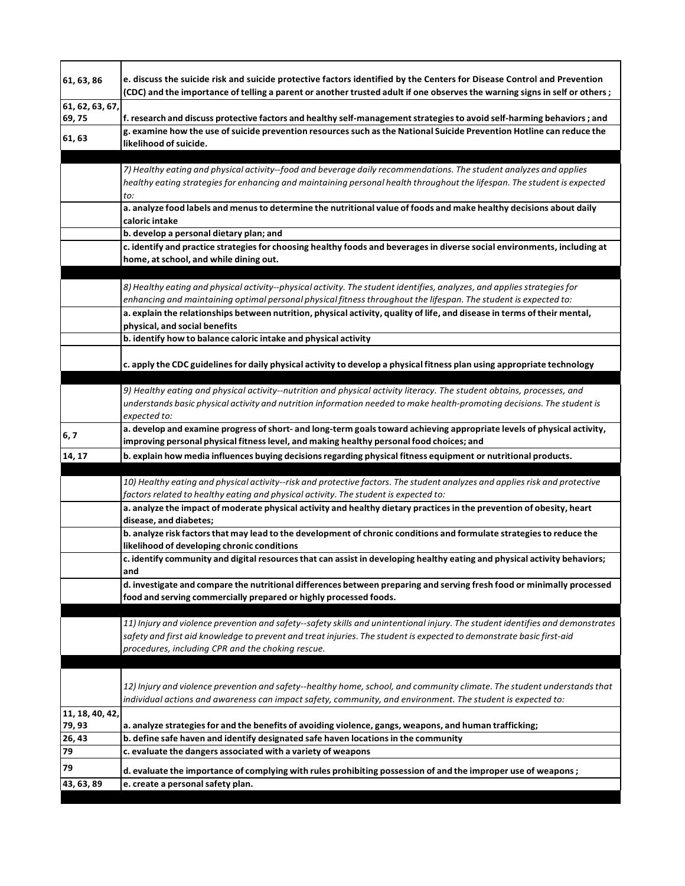| | |
|---|---|
| 61, 63, 86 | **e. discuss the suicide risk and suicide protective factors identified by the Centers for Disease Control and Prevention (CDC) and the importance of telling a parent or another trusted adult if one observes the warning signs in self or others ;** |
| 61, 62, 63, 67, 69, 75 | **f. research and discuss protective factors and healthy self-management strategies to avoid self-harming behaviors ; and** |
| 61, 63 | **g. examine how the use of suicide prevention resources such as the National Suicide Prevention Hotline can reduce the likelihood of suicide.** |
| | |
| | *7) Healthy eating and physical activity--food and beverage daily recommendations. The student analyzes and applies healthy eating strategies for enhancing and maintaining personal health throughout the lifespan. The student is expected to:* |
| | **a. analyze food labels and menus to determine the nutritional value of foods and make healthy decisions about daily caloric intake** |
| | **b. develop a personal dietary plan; and** |
| | **c. identify and practice strategies for choosing healthy foods and beverages in diverse social environments, including at home, at school, and while dining out.** |
| | |
| | *8) Healthy eating and physical activity--physical activity. The student identifies, analyzes, and applies strategies for enhancing and maintaining optimal personal physical fitness throughout the lifespan. The student is expected to:* |
| | **a. explain the relationships between nutrition, physical activity, quality of life, and disease in terms of their mental, physical, and social benefits** |
| | **b. identify how to balance caloric intake and physical activity** |
| | **c. apply the CDC guidelines for daily physical activity to develop a physical fitness plan using appropriate technology** |
| | |
| | *9) Healthy eating and physical activity--nutrition and physical activity literacy. The student obtains, processes, and understands basic physical activity and nutrition information needed to make health-promoting decisions. The student is expected to:* |
| 6, 7 | **a. develop and examine progress of short- and long-term goals toward achieving appropriate levels of physical activity, improving personal physical fitness level, and making healthy personal food choices; and** |
| 14, 17 | **b. explain how media influences buying decisions regarding physical fitness equipment or nutritional products.** |
| | |
| | *10) Healthy eating and physical activity--risk and protective factors. The student analyzes and applies risk and protective factors related to healthy eating and physical activity. The student is expected to:* |
| | **a. analyze the impact of moderate physical activity and healthy dietary practices in the prevention of obesity, heart disease, and diabetes;** |
| | **b. analyze risk factors that may lead to the development of chronic conditions and formulate strategies to reduce the likelihood of developing chronic conditions** |
| | **c. identify community and digital resources that can assist in developing healthy eating and physical activity behaviors; and** |
| | **d. investigate and compare the nutritional differences between preparing and serving fresh food or minimally processed food and serving commercially prepared or highly processed foods.** |
| | |
| | *11) Injury and violence prevention and safety--safety skills and unintentional injury. The student identifies and demonstrates safety and first aid knowledge to prevent and treat injuries. The student is expected to demonstrate basic first-aid procedures, including CPR and the choking rescue.* |
| | |
| | *12) Injury and violence prevention and safety--healthy home, school, and community climate. The student understands that individual actions and awareness can impact safety, community, and environment. The student is expected to:* |
| 11, 18, 40, 42, 79, 93 | **a. analyze strategies for and the benefits of avoiding violence, gangs, weapons, and human trafficking;** |
| 26, 43 | **b. define safe haven and identify designated safe haven locations in the community** |
| 79 | **c. evaluate the dangers associated with a variety of weapons** |
| 79 | **d. evaluate the importance of complying with rules prohibiting possession of and the improper use of weapons ;** |
| 43, 63, 89 | **e. create a personal safety plan.** |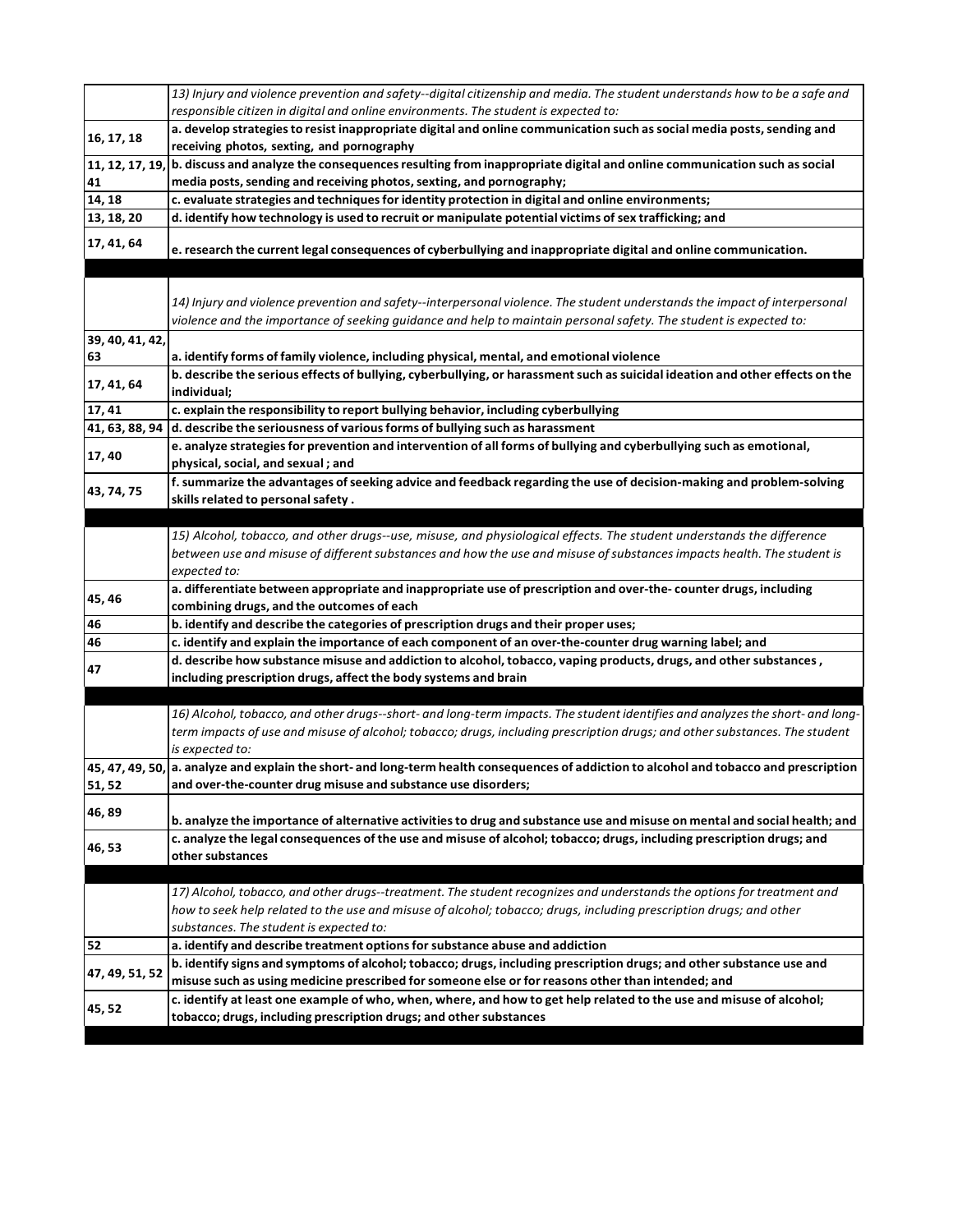| | |
|---|---|
| | *13) Injury and violence prevention and safety--digital citizenship and media. The student understands how to be a safe and responsible citizen in digital and online environments. The student is expected to:* |
| 16, 17, 18 | **a. develop strategies to resist inappropriate digital and online communication such as social media posts, sending and receiving photos, sexting, and pornography** |
| 11, 12, 17, 19, 41 | **b. discuss and analyze the consequences resulting from inappropriate digital and online communication such as social media posts, sending and receiving photos, sexting, and pornography;** |
| 14, 18 | **c. evaluate strategies and techniques for identity protection in digital and online environments;** |
| 13, 18, 20 | **d. identify how technology is used to recruit or manipulate potential victims of sex trafficking; and** |
| 17, 41, 64 | **e. research the current legal consequences of cyberbullying and inappropriate digital and online communication.** |
| | |
| | *14) Injury and violence prevention and safety--interpersonal violence. The student understands the impact of interpersonal violence and the importance of seeking guidance and help to maintain personal safety. The student is expected to:* |
| 39, 40, 41, 42, 63 | **a. identify forms of family violence, including physical, mental, and emotional violence** |
| 17, 41, 64 | **b. describe the serious effects of bullying, cyberbullying, or harassment such as suicidal ideation and other effects on the individual;** |
| 17, 41 | **c. explain the responsibility to report bullying behavior, including cyberbullying** |
| 41, 63, 88, 94 | **d. describe the seriousness of various forms of bullying such as harassment** |
| 17, 40 | **e. analyze strategies for prevention and intervention of all forms of bullying and cyberbullying such as emotional, physical, social, and sexual ; and** |
| 43, 74, 75 | **f. summarize the advantages of seeking advice and feedback regarding the use of decision-making and problem-solving skills related to personal safety .** |
| | |
| | *15) Alcohol, tobacco, and other drugs--use, misuse, and physiological effects. The student understands the difference between use and misuse of different substances and how the use and misuse of substances impacts health. The student is expected to:* |
| 45, 46 | **a. differentiate between appropriate and inappropriate use of prescription and over-the- counter drugs, including combining drugs, and the outcomes of each** |
| 46 | **b. identify and describe the categories of prescription drugs and their proper uses;** |
| 46 | **c. identify and explain the importance of each component of an over-the-counter drug warning label; and** |
| 47 | **d. describe how substance misuse and addiction to alcohol, tobacco, vaping products, drugs, and other substances , including prescription drugs, affect the body systems and brain** |
| | |
| | *16) Alcohol, tobacco, and other drugs--short- and long-term impacts. The student identifies and analyzes the short- and long-term impacts of use and misuse of alcohol; tobacco; drugs, including prescription drugs; and other substances. The student is expected to:* |
| 45, 47, 49, 50, 51, 52 | **a. analyze and explain the short- and long-term health consequences of addiction to alcohol and tobacco and prescription and over-the-counter drug misuse and substance use disorders;** |
| 46, 89 | **b. analyze the importance of alternative activities to drug and substance use and misuse on mental and social health; and** |
| 46, 53 | **c. analyze the legal consequences of the use and misuse of alcohol; tobacco; drugs, including prescription drugs; and other substances** |
| | |
| | *17) Alcohol, tobacco, and other drugs--treatment. The student recognizes and understands the options for treatment and how to seek help related to the use and misuse of alcohol; tobacco; drugs, including prescription drugs; and other substances. The student is expected to:* |
| 52 | **a. identify and describe treatment options for substance abuse and addiction** |
| 47, 49, 51, 52 | **b. identify signs and symptoms of alcohol; tobacco; drugs, including prescription drugs; and other substance use and misuse such as using medicine prescribed for someone else or for reasons other than intended; and** |
| 45, 52 | **c. identify at least one example of who, when, where, and how to get help related to the use and misuse of alcohol; tobacco; drugs, including prescription drugs; and other substances** |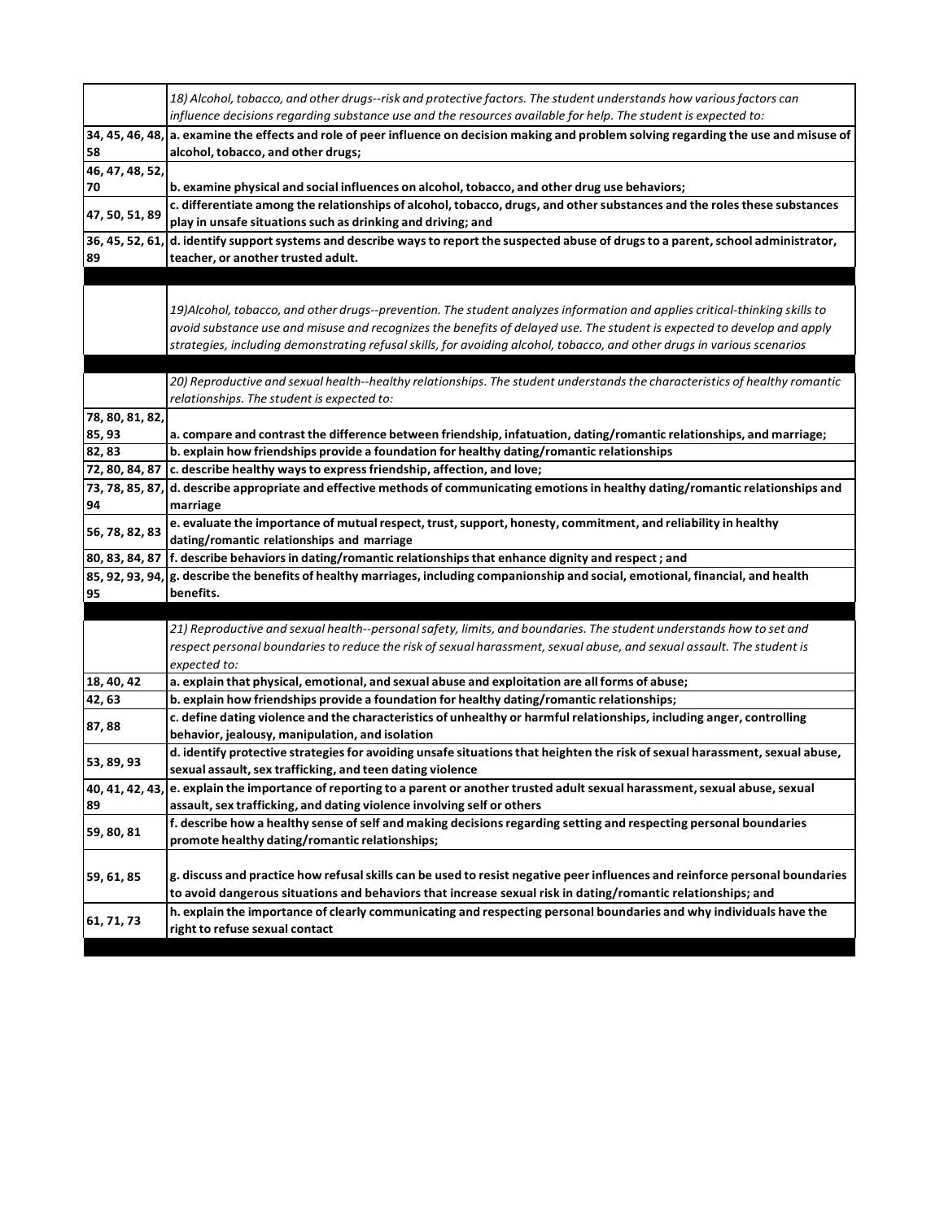| | |
|---|---|
| | *18) Alcohol, tobacco, and other drugs--risk and protective factors. The student understands how various factors can influence decisions regarding substance use and the resources available for help. The student is expected to:* |
| **34, 45, 46, 48, 58** | **a. examine the effects and role of peer influence on decision making and problem solving regarding the use and misuse of alcohol, tobacco, and other drugs;** |
| **46, 47, 48, 52, 70** | **b. examine physical and social influences on alcohol, tobacco, and other drug use behaviors;** |
| **47, 50, 51, 89** | **c. differentiate among the relationships of alcohol, tobacco, drugs, and other substances and the roles these substances play in unsafe situations such as drinking and driving; and** |
| **36, 45, 52, 61, 89** | **d. identify support systems and describe ways to report the suspected abuse of drugs to a parent, school administrator, teacher, or another trusted adult.** |
| | |
| | *19)Alcohol, tobacco, and other drugs--prevention. The student analyzes information and applies critical-thinking skills to avoid substance use and misuse and recognizes the benefits of delayed use. The student is expected to develop and apply strategies, including demonstrating refusal skills, for avoiding alcohol, tobacco, and other drugs in various scenarios* |
| | |
| | *20) Reproductive and sexual health--healthy relationships. The student understands the characteristics of healthy romantic relationships. The student is expected to:* |
| **78, 80, 81, 82, 85, 93** | **a. compare and contrast the difference between friendship, infatuation, dating/romantic relationships, and marriage;** |
| **82, 83** | **b. explain how friendships provide a foundation for healthy dating/romantic relationships** |
| **72, 80, 84, 87** | **c. describe healthy ways to express friendship, affection, and love;** |
| **73, 78, 85, 87, 94** | **d. describe appropriate and effective methods of communicating emotions in healthy dating/romantic relationships and marriage** |
| **56, 78, 82, 83** | **e. evaluate the importance of mutual respect, trust, support, honesty, commitment, and reliability in healthy dating/romantic relationships and marriage** |
| **80, 83, 84, 87** | **f. describe behaviors in dating/romantic relationships that enhance dignity and respect ; and** |
| **85, 92, 93, 94, 95** | **g. describe the benefits of healthy marriages, including companionship and social, emotional, financial, and health benefits.** |
| | |
| | *21) Reproductive and sexual health--personal safety, limits, and boundaries. The student understands how to set and respect personal boundaries to reduce the risk of sexual harassment, sexual abuse, and sexual assault. The student is expected to:* |
| **18, 40, 42** | **a. explain that physical, emotional, and sexual abuse and exploitation are all forms of abuse;** |
| **42, 63** | **b. explain how friendships provide a foundation for healthy dating/romantic relationships;** |
| **87, 88** | **c. define dating violence and the characteristics of unhealthy or harmful relationships, including anger, controlling behavior, jealousy, manipulation, and isolation** |
| **53, 89, 93** | **d. identify protective strategies for avoiding unsafe situations that heighten the risk of sexual harassment, sexual abuse, sexual assault, sex trafficking, and teen dating violence** |
| **40, 41, 42, 43, 89** | **e. explain the importance of reporting to a parent or another trusted adult sexual harassment, sexual abuse, sexual assault, sex trafficking, and dating violence involving self or others** |
| **59, 80, 81** | **f. describe how a healthy sense of self and making decisions regarding setting and respecting personal boundaries promote healthy dating/romantic relationships;** |
| **59, 61, 85** | **g. discuss and practice how refusal skills can be used to resist negative peer influences and reinforce personal boundaries to avoid dangerous situations and behaviors that increase sexual risk in dating/romantic relationships; and** |
| **61, 71, 73** | **h. explain the importance of clearly communicating and respecting personal boundaries and why individuals have the right to refuse sexual contact** |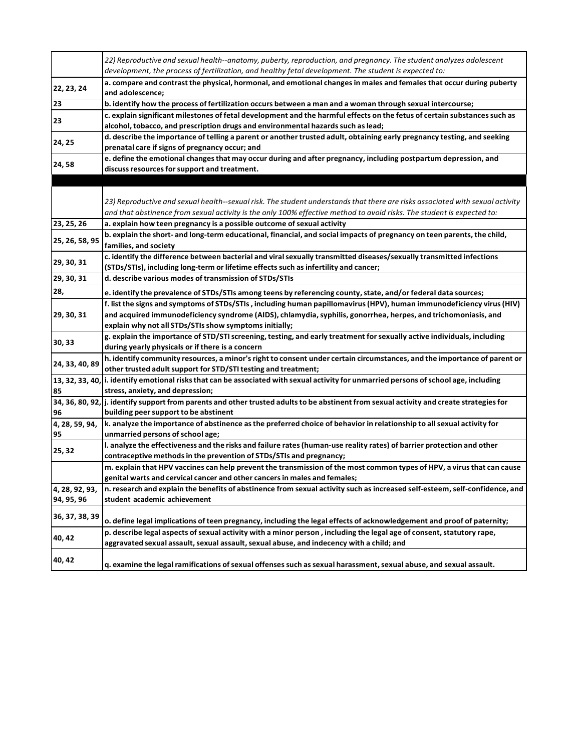| | |
|---|---|
| | *22) Reproductive and sexual health--anatomy, puberty, reproduction, and pregnancy. The student analyzes adolescent development, the process of fertilization, and healthy fetal development. The student is expected to:* |
| 22, 23, 24 | **a. compare and contrast the physical, hormonal, and emotional changes in males and females that occur during puberty and adolescence;** |
| 23 | **b. identify how the process of fertilization occurs between a man and a woman through sexual intercourse;** |
| 23 | **c. explain significant milestones of fetal development and the harmful effects on the fetus of certain substances such as alcohol, tobacco, and prescription drugs and environmental hazards such as lead;** |
| 24, 25 | **d. describe the importance of telling a parent or another trusted adult, obtaining early pregnancy testing, and seeking prenatal care if signs of pregnancy occur; and** |
| 24, 58 | **e. define the emotional changes that may occur during and after pregnancy, including postpartum depression, and discuss resources for support and treatment.** |
| | |
| | *23) Reproductive and sexual health--sexual risk. The student understands that there are risks associated with sexual activity and that abstinence from sexual activity is the only 100% effective method to avoid risks. The student is expected to:* |
| 23, 25, 26 | **a. explain how teen pregnancy is a possible outcome of sexual activity** |
| 25, 26, 58, 95 | **b. explain the short- and long-term educational, financial, and social impacts of pregnancy on teen parents, the child, families, and society** |
| 29, 30, 31 | **c. identify the difference between bacterial and viral sexually transmitted diseases/sexually transmitted infections (STDs/STIs), including long-term or lifetime effects such as infertility and cancer;** |
| 29, 30, 31 | **d. describe various modes of transmission of STDs/STIs** |
| 28, | **e. identify the prevalence of STDs/STIs among teens by referencing county, state, and/or federal data sources;** |
| 29, 30, 31 | **f. list the signs and symptoms of STDs/STIs , including human papillomavirus (HPV), human immunodeficiency virus (HIV) and acquired immunodeficiency syndrome (AIDS), chlamydia, syphilis, gonorrhea, herpes, and trichomoniasis, and explain why not all STDs/STIs show symptoms initially;** |
| 30, 33 | **g. explain the importance of STD/STI screening, testing, and early treatment for sexually active individuals, including during yearly physicals or if there is a concern** |
| 24, 33, 40, 89 | **h. identify community resources, a minor's right to consent under certain circumstances, and the importance of parent or other trusted adult support for STD/STI testing and treatment;** |
| 13, 32, 33, 40, 85 | **i. identify emotional risks that can be associated with sexual activity for unmarried persons of school age, including stress, anxiety, and depression;** |
| 34, 36, 80, 92, 96 | **j. identify support from parents and other trusted adults to be abstinent from sexual activity and create strategies for building peer support to be abstinent** |
| 4, 28, 59, 94, 95 | **k. analyze the importance of abstinence as the preferred choice of behavior in relationship to all sexual activity for unmarried persons of school age;** |
| 25, 32 | **l. analyze the effectiveness and the risks and failure rates (human-use reality rates) of barrier protection and other contraceptive methods in the prevention of STDs/STIs and pregnancy;** |
| | **m. explain that HPV vaccines can help prevent the transmission of the most common types of HPV, a virus that can cause genital warts and cervical cancer and other cancers in males and females;** |
| 4, 28, 92, 93, 94, 95, 96 | **n. research and explain the benefits of abstinence from sexual activity such as increased self-esteem, self-confidence, and student academic achievement** |
| 36, 37, 38, 39 | **o. define legal implications of teen pregnancy, including the legal effects of acknowledgement and proof of paternity;** |
| 40, 42 | **p. describe legal aspects of sexual activity with a minor person , including the legal age of consent, statutory rape, aggravated sexual assault, sexual assault, sexual abuse, and indecency with a child; and** |
| 40, 42 | **q. examine the legal ramifications of sexual offenses such as sexual harassment, sexual abuse, and sexual assault.** |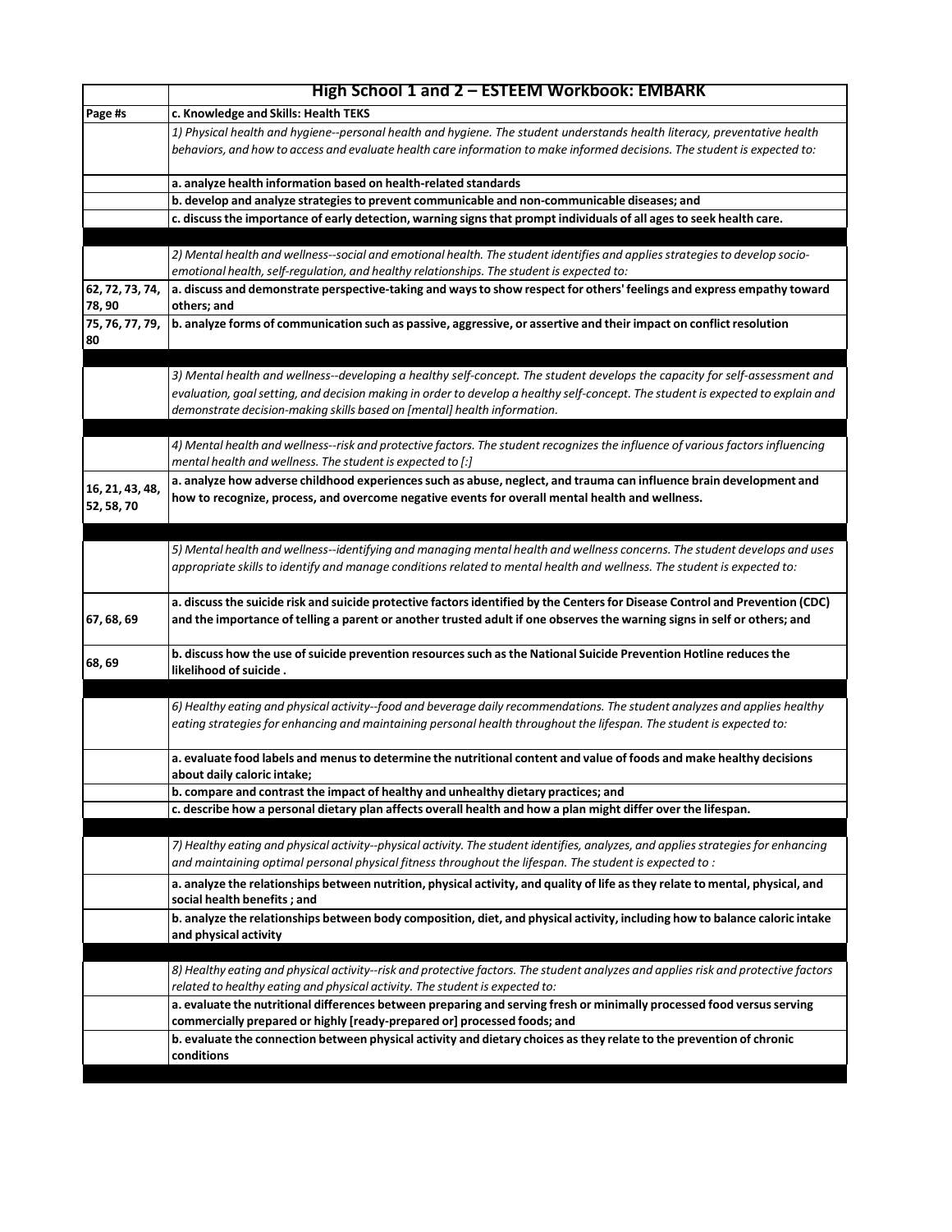| | High School 1 and 2 – ESTEEM Workbook: EMBARK |
|---|---|
| **Page #s** | **c. Knowledge and Skills: Health TEKS** |
| | *1) Physical health and hygiene--personal health and hygiene. The student understands health literacy, preventative health behaviors, and how to access and evaluate health care information to make informed decisions. The student is expected to:* |
| | **a. analyze health information based on health-related standards** |
| | **b. develop and analyze strategies to prevent communicable and non-communicable diseases; and** |
| | **c. discuss the importance of early detection, warning signs that prompt individuals of all ages to seek health care.** |
| | |
| | *2) Mental health and wellness--social and emotional health. The student identifies and applies strategies to develop socio-emotional health, self-regulation, and healthy relationships. The student is expected to:* |
| **62, 72, 73, 74, 78, 90** | **a. discuss and demonstrate perspective-taking and ways to show respect for others' feelings and express empathy toward others; and** |
| **75, 76, 77, 79, 80** | **b. analyze forms of communication such as passive, aggressive, or assertive and their impact on conflict resolution** |
| | |
| | *3) Mental health and wellness--developing a healthy self-concept. The student develops the capacity for self-assessment and evaluation, goal setting, and decision making in order to develop a healthy self-concept. The student is expected to explain and demonstrate decision-making skills based on [mental] health information.* |
| | |
| | *4) Mental health and wellness--risk and protective factors. The student recognizes the influence of various factors influencing mental health and wellness. The student is expected to [:]* |
| **16, 21, 43, 48, 52, 58, 70** | **a. analyze how adverse childhood experiences such as abuse, neglect, and trauma can influence brain development and how to recognize, process, and overcome negative events for overall mental health and wellness.** |
| | |
| | *5) Mental health and wellness--identifying and managing mental health and wellness concerns. The student develops and uses appropriate skills to identify and manage conditions related to mental health and wellness. The student is expected to:* |
| **67, 68, 69** | **a. discuss the suicide risk and suicide protective factors identified by the Centers for Disease Control and Prevention (CDC) and the importance of telling a parent or another trusted adult if one observes the warning signs in self or others; and** |
| **68, 69** | **b. discuss how the use of suicide prevention resources such as the National Suicide Prevention Hotline reduces the likelihood of suicide .** |
| | |
| | *6) Healthy eating and physical activity--food and beverage daily recommendations. The student analyzes and applies healthy eating strategies for enhancing and maintaining personal health throughout the lifespan. The student is expected to:* |
| | **a. evaluate food labels and menus to determine the nutritional content and value of foods and make healthy decisions about daily caloric intake;** |
| | **b. compare and contrast the impact of healthy and unhealthy dietary practices; and** |
| | **c. describe how a personal dietary plan affects overall health and how a plan might differ over the lifespan.** |
| | |
| | *7) Healthy eating and physical activity--physical activity. The student identifies, analyzes, and applies strategies for enhancing and maintaining optimal personal physical fitness throughout the lifespan. The student is expected to :* |
| | **a. analyze the relationships between nutrition, physical activity, and quality of life as they relate to mental, physical, and social health benefits ; and** |
| | **b. analyze the relationships between body composition, diet, and physical activity, including how to balance caloric intake and physical activity** |
| | |
| | *8) Healthy eating and physical activity--risk and protective factors. The student analyzes and applies risk and protective factors related to healthy eating and physical activity. The student is expected to:* |
| | **a. evaluate the nutritional differences between preparing and serving fresh or minimally processed food versus serving commercially prepared or highly [ready-prepared or] processed foods; and** |
| | **b. evaluate the connection between physical activity and dietary choices as they relate to the prevention of chronic conditions** |
| | |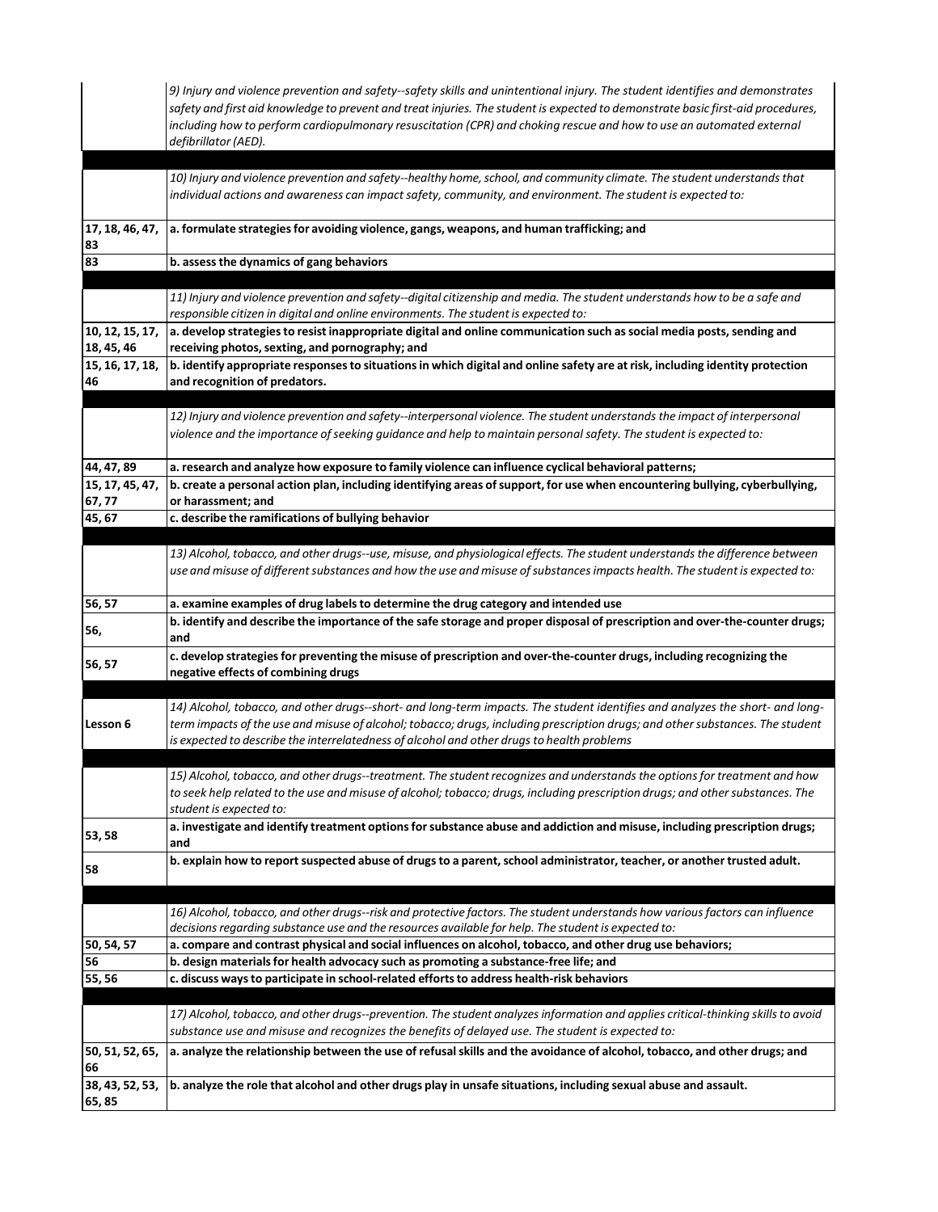| | |
|---|---|
| | *9) Injury and violence prevention and safety--safety skills and unintentional injury. The student identifies and demonstrates safety and first aid knowledge to prevent and treat injuries. The student is expected to demonstrate basic first-aid procedures, including how to perform cardiopulmonary resuscitation (CPR) and choking rescue and how to use an automated external defibrillator (AED).* |
| | |
| | *10) Injury and violence prevention and safety--healthy home, school, and community climate. The student understands that individual actions and awareness can impact safety, community, and environment. The student is expected to:* |
| **17, 18, 46, 47, 83** | **a. formulate strategies for avoiding violence, gangs, weapons, and human trafficking; and** |
| **83** | **b. assess the dynamics of gang behaviors** |
| | |
| | *11) Injury and violence prevention and safety--digital citizenship and media. The student understands how to be a safe and responsible citizen in digital and online environments. The student is expected to:* |
| **10, 12, 15, 17, 18, 45, 46** | **a. develop strategies to resist inappropriate digital and online communication such as social media posts, sending and receiving photos, sexting, and pornography; and** |
| **15, 16, 17, 18, 46** | **b. identify appropriate responses to situations in which digital and online safety are at risk, including identity protection and recognition of predators.** |
| | |
| | *12) Injury and violence prevention and safety--interpersonal violence. The student understands the impact of interpersonal violence and the importance of seeking guidance and help to maintain personal safety. The student is expected to:* |
| **44, 47, 89** | **a. research and analyze how exposure to family violence can influence cyclical behavioral patterns;** |
| **15, 17, 45, 47, 67, 77** | **b. create a personal action plan, including identifying areas of support, for use when encountering bullying, cyberbullying, or harassment; and** |
| **45, 67** | **c. describe the ramifications of bullying behavior** |
| | |
| | *13) Alcohol, tobacco, and other drugs--use, misuse, and physiological effects. The student understands the difference between use and misuse of different substances and how the use and misuse of substances impacts health. The student is expected to:* |
| **56, 57** | **a. examine examples of drug labels to determine the drug category and intended use** |
| **56,** | **b. identify and describe the importance of the safe storage and proper disposal of prescription and over-the-counter drugs; and** |
| **56, 57** | **c. develop strategies for preventing the misuse of prescription and over-the-counter drugs, including recognizing the negative effects of combining drugs** |
| | |
| **Lesson 6** | *14) Alcohol, tobacco, and other drugs--short- and long-term impacts. The student identifies and analyzes the short- and long-term impacts of the use and misuse of alcohol; tobacco; drugs, including prescription drugs; and other substances. The student is expected to describe the interrelatedness of alcohol and other drugs to health problems* |
| | |
| | *15) Alcohol, tobacco, and other drugs--treatment. The student recognizes and understands the options for treatment and how to seek help related to the use and misuse of alcohol; tobacco; drugs, including prescription drugs; and other substances. The student is expected to:* |
| **53, 58** | **a. investigate and identify treatment options for substance abuse and addiction and misuse, including prescription drugs; and** |
| **58** | **b. explain how to report suspected abuse of drugs to a parent, school administrator, teacher, or another trusted adult.** |
| | |
| | *16) Alcohol, tobacco, and other drugs--risk and protective factors. The student understands how various factors can influence decisions regarding substance use and the resources available for help. The student is expected to:* |
| **50, 54, 57** | **a. compare and contrast physical and social influences on alcohol, tobacco, and other drug use behaviors;** |
| **56** | **b. design materials for health advocacy such as promoting a substance-free life; and** |
| **55, 56** | **c. discuss ways to participate in school-related efforts to address health-risk behaviors** |
| | |
| | *17) Alcohol, tobacco, and other drugs--prevention. The student analyzes information and applies critical-thinking skills to avoid substance use and misuse and recognizes the benefits of delayed use. The student is expected to:* |
| **50, 51, 52, 65, 66** | **a. analyze the relationship between the use of refusal skills and the avoidance of alcohol, tobacco, and other drugs; and** |
| **38, 43, 52, 53, 65, 85** | **b. analyze the role that alcohol and other drugs play in unsafe situations, including sexual abuse and assault.** |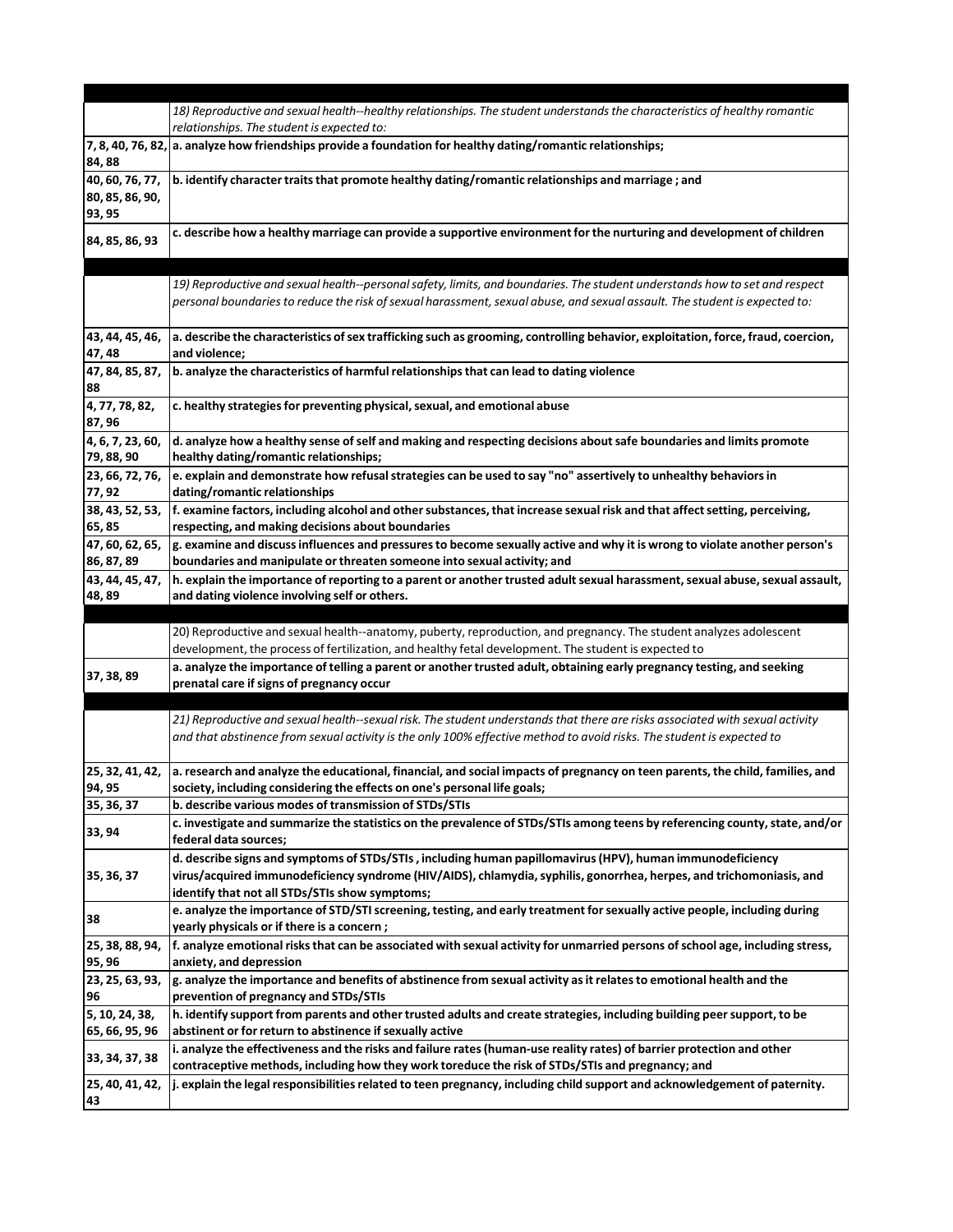| | |
|---|---|
| | *18) Reproductive and sexual health--healthy relationships. The student understands the characteristics of healthy romantic relationships. The student is expected to:* |
| 7, 8, 40, 76, 82, 84, 88 | **a. analyze how friendships provide a foundation for healthy dating/romantic relationships;** |
| 40, 60, 76, 77, 80, 85, 86, 90, 93, 95 | **b. identify character traits that promote healthy dating/romantic relationships and marriage ; and** |
| 84, 85, 86, 93 | **c. describe how a healthy marriage can provide a supportive environment for the nurturing and development of children** |
| | |
| | *19) Reproductive and sexual health--personal safety, limits, and boundaries. The student understands how to set and respect personal boundaries to reduce the risk of sexual harassment, sexual abuse, and sexual assault. The student is expected to:* |
| 43, 44, 45, 46, 47, 48 | **a. describe the characteristics of sex trafficking such as grooming, controlling behavior, exploitation, force, fraud, coercion, and violence;** |
| 47, 84, 85, 87, 88 | **b. analyze the characteristics of harmful relationships that can lead to dating violence** |
| 4, 77, 78, 82, 87, 96 | **c. healthy strategies for preventing physical, sexual, and emotional abuse** |
| 4, 6, 7, 23, 60, 79, 88, 90 | **d. analyze how a healthy sense of self and making and respecting decisions about safe boundaries and limits promote healthy dating/romantic relationships;** |
| 23, 66, 72, 76, 77, 92 | **e. explain and demonstrate how refusal strategies can be used to say "no" assertively to unhealthy behaviors in dating/romantic relationships** |
| 38, 43, 52, 53, 65, 85 | **f. examine factors, including alcohol and other substances, that increase sexual risk and that affect setting, perceiving, respecting, and making decisions about boundaries** |
| 47, 60, 62, 65, 86, 87, 89 | **g. examine and discuss influences and pressures to become sexually active and why it is wrong to violate another person's boundaries and manipulate or threaten someone into sexual activity; and** |
| 43, 44, 45, 47, 48, 89 | **h. explain the importance of reporting to a parent or another trusted adult sexual harassment, sexual abuse, sexual assault, and dating violence involving self or others.** |
| | |
| | 20) Reproductive and sexual health--anatomy, puberty, reproduction, and pregnancy. The student analyzes adolescent development, the process of fertilization, and healthy fetal development. The student is expected to |
| 37, 38, 89 | **a. analyze the importance of telling a parent or another trusted adult, obtaining early pregnancy testing, and seeking prenatal care if signs of pregnancy occur** |
| | |
| | *21) Reproductive and sexual health--sexual risk. The student understands that there are risks associated with sexual activity and that abstinence from sexual activity is the only 100% effective method to avoid risks. The student is expected to* |
| 25, 32, 41, 42, 94, 95 | **a. research and analyze the educational, financial, and social impacts of pregnancy on teen parents, the child, families, and society, including considering the effects on one's personal life goals;** |
| 35, 36, 37 | **b. describe various modes of transmission of STDs/STIs** |
| 33, 94 | **c. investigate and summarize the statistics on the prevalence of STDs/STIs among teens by referencing county, state, and/or federal data sources;** |
| 35, 36, 37 | **d. describe signs and symptoms of STDs/STIs , including human papillomavirus (HPV), human immunodeficiency virus/acquired immunodeficiency syndrome (HIV/AIDS), chlamydia, syphilis, gonorrhea, herpes, and trichomoniasis, and identify that not all STDs/STIs show symptoms;** |
| 38 | **e. analyze the importance of STD/STI screening, testing, and early treatment for sexually active people, including during yearly physicals or if there is a concern ;** |
| 25, 38, 88, 94, 95, 96 | **f. analyze emotional risks that can be associated with sexual activity for unmarried persons of school age, including stress, anxiety, and depression** |
| 23, 25, 63, 93, 96 | **g. analyze the importance and benefits of abstinence from sexual activity as it relates to emotional health and the prevention of pregnancy and STDs/STIs** |
| 5, 10, 24, 38, 65, 66, 95, 96 | **h. identify support from parents and other trusted adults and create strategies, including building peer support, to be abstinent or for return to abstinence if sexually active** |
| 33, 34, 37, 38 | **i. analyze the effectiveness and the risks and failure rates (human-use reality rates) of barrier protection and other contraceptive methods, including how they work toreduce the risk of STDs/STIs and pregnancy; and** |
| 25, 40, 41, 42, 43 | **j. explain the legal responsibilities related to teen pregnancy, including child support and acknowledgement of paternity.** |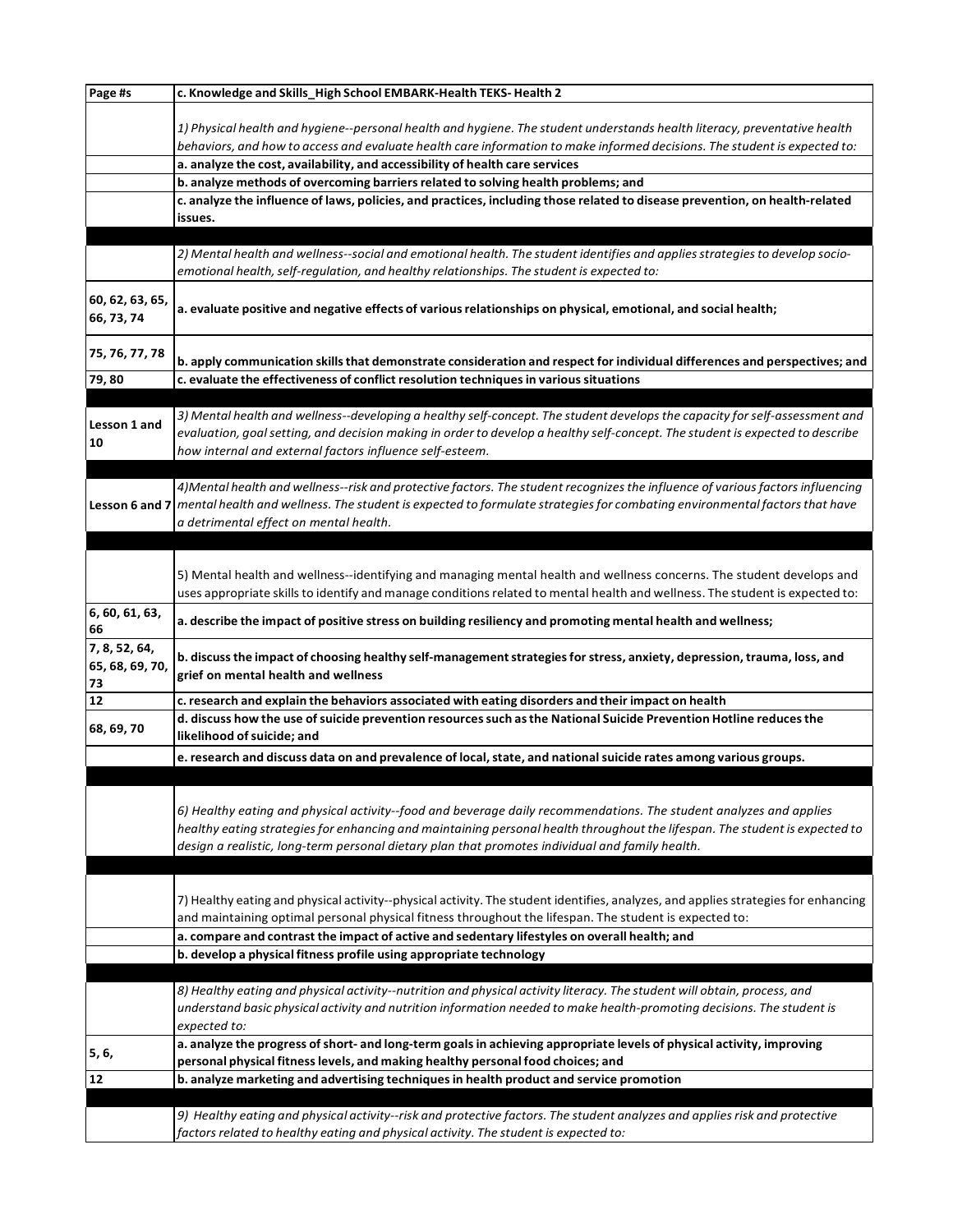| Page #s | c. Knowledge and Skills_High School EMBARK-Health TEKS- Health 2 |
|---|---|
| | *1) Physical health and hygiene--personal health and hygiene. The student understands health literacy, preventative health behaviors, and how to access and evaluate health care information to make informed decisions. The student is expected to:* |
| | **a. analyze the cost, availability, and accessibility of health care services** |
| | **b. analyze methods of overcoming barriers related to solving health problems; and** |
| | **c. analyze the influence of laws, policies, and practices, including those related to disease prevention, on health-related issues.** |
| | |
| | *2) Mental health and wellness--social and emotional health. The student identifies and applies strategies to develop socio-emotional health, self-regulation, and healthy relationships. The student is expected to:* |
| 60, 62, 63, 65, 66, 73, 74 | **a. evaluate positive and negative effects of various relationships on physical, emotional, and social health;** |
| 75, 76, 77, 78 | **b. apply communication skills that demonstrate consideration and respect for individual differences and perspectives; and** |
| 79, 80 | **c. evaluate the effectiveness of conflict resolution techniques in various situations** |
| | |
| Lesson 1 and 10 | *3) Mental health and wellness--developing a healthy self-concept. The student develops the capacity for self-assessment and evaluation, goal setting, and decision making in order to develop a healthy self-concept. The student is expected to describe how internal and external factors influence self-esteem.* |
| | |
| Lesson 6 and 7 | *4)Mental health and wellness--risk and protective factors. The student recognizes the influence of various factors influencing mental health and wellness. The student is expected to formulate strategies for combating environmental factors that have a detrimental effect on mental health.* |
| | |
| | 5) Mental health and wellness--identifying and managing mental health and wellness concerns. The student develops and uses appropriate skills to identify and manage conditions related to mental health and wellness. The student is expected to: |
| 6, 60, 61, 63, 66 | **a. describe the impact of positive stress on building resiliency and promoting mental health and wellness;** |
| 7, 8, 52, 64, 65, 68, 69, 70, 73 | **b. discuss the impact of choosing healthy self-management strategies for stress, anxiety, depression, trauma, loss, and grief on mental health and wellness** |
| 12 | **c. research and explain the behaviors associated with eating disorders and their impact on health** |
| 68, 69, 70 | **d. discuss how the use of suicide prevention resources such as the National Suicide Prevention Hotline reduces the likelihood of suicide; and** |
| | **e. research and discuss data on and prevalence of local, state, and national suicide rates among various groups.** |
| | |
| | *6) Healthy eating and physical activity--food and beverage daily recommendations. The student analyzes and applies healthy eating strategies for enhancing and maintaining personal health throughout the lifespan. The student is expected to design a realistic, long-term personal dietary plan that promotes individual and family health.* |
| | |
| | 7) Healthy eating and physical activity--physical activity. The student identifies, analyzes, and applies strategies for enhancing and maintaining optimal personal physical fitness throughout the lifespan. The student is expected to: |
| | **a. compare and contrast the impact of active and sedentary lifestyles on overall health; and** |
| | **b. develop a physical fitness profile using appropriate technology** |
| | |
| | *8) Healthy eating and physical activity--nutrition and physical activity literacy. The student will obtain, process, and understand basic physical activity and nutrition information needed to make health-promoting decisions. The student is expected to:* |
| 5, 6, | **a. analyze the progress of short- and long-term goals in achieving appropriate levels of physical activity, improving personal physical fitness levels, and making healthy personal food choices; and** |
| 12 | **b. analyze marketing and advertising techniques in health product and service promotion** |
| | |
| | *9) Healthy eating and physical activity--risk and protective factors. The student analyzes and applies risk and protective factors related to healthy eating and physical activity. The student is expected to:* |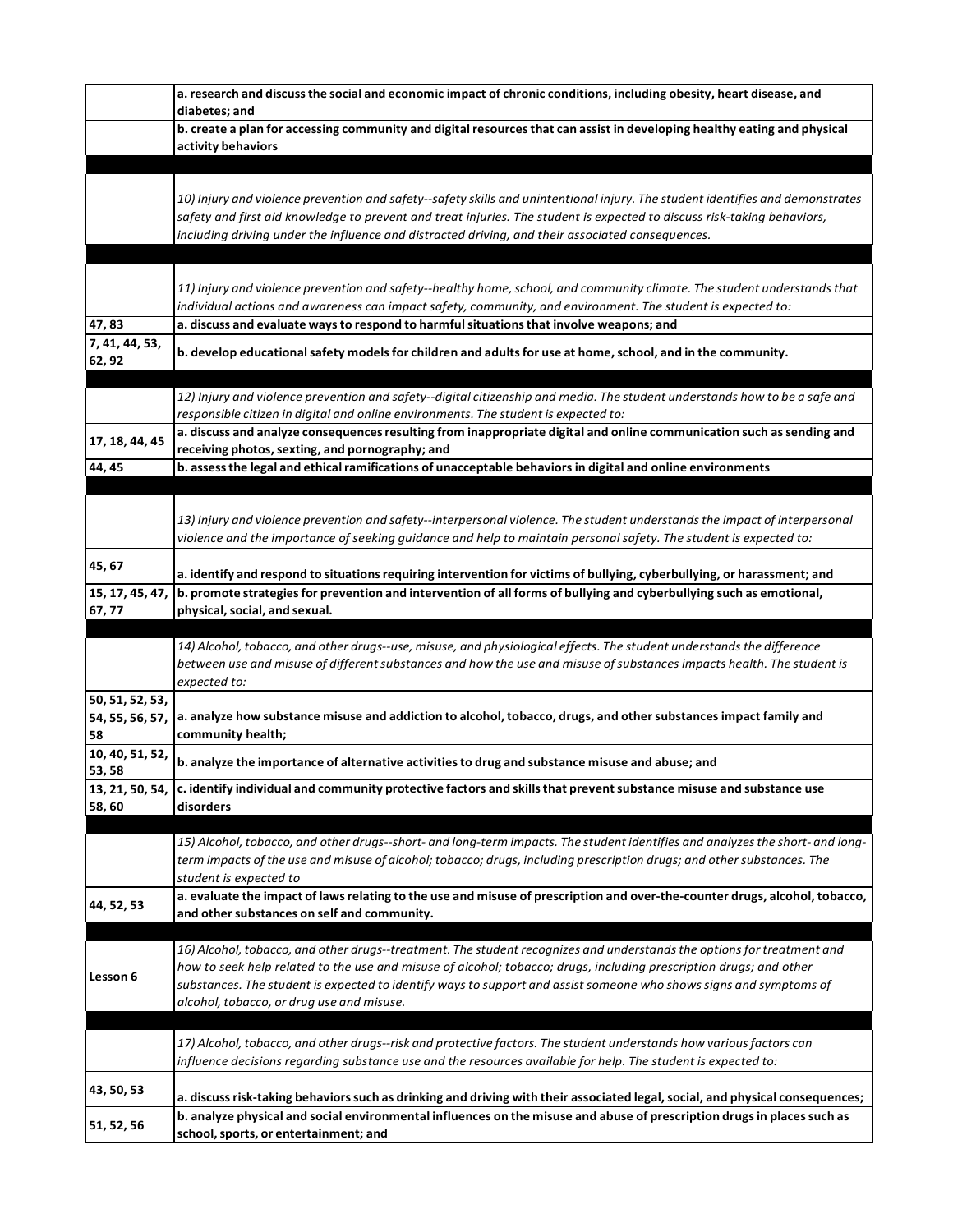| | |
|---|---|
| | **a. research and discuss the social and economic impact of chronic conditions, including obesity, heart disease, and diabetes; and** |
| | **b. create a plan for accessing community and digital resources that can assist in developing healthy eating and physical activity behaviors** |
| | |
| | *10) Injury and violence prevention and safety--safety skills and unintentional injury. The student identifies and demonstrates safety and first aid knowledge to prevent and treat injuries. The student is expected to discuss risk-taking behaviors, including driving under the influence and distracted driving, and their associated consequences.* |
| | |
| | *11) Injury and violence prevention and safety--healthy home, school, and community climate. The student understands that individual actions and awareness can impact safety, community, and environment. The student is expected to:* |
| **47, 83** | **a. discuss and evaluate ways to respond to harmful situations that involve weapons; and** |
| **7, 41, 44, 53, 62, 92** | **b. develop educational safety models for children and adults for use at home, school, and in the community.** |
| | |
| | *12) Injury and violence prevention and safety--digital citizenship and media. The student understands how to be a safe and responsible citizen in digital and online environments. The student is expected to:* |
| **17, 18, 44, 45** | **a. discuss and analyze consequences resulting from inappropriate digital and online communication such as sending and receiving photos, sexting, and pornography; and** |
| **44, 45** | **b. assess the legal and ethical ramifications of unacceptable behaviors in digital and online environments** |
| | |
| | *13) Injury and violence prevention and safety--interpersonal violence. The student understands the impact of interpersonal violence and the importance of seeking guidance and help to maintain personal safety. The student is expected to:* |
| **45, 67** | **a. identify and respond to situations requiring intervention for victims of bullying, cyberbullying, or harassment; and** |
| **15, 17, 45, 47, 67, 77** | **b. promote strategies for prevention and intervention of all forms of bullying and cyberbullying such as emotional, physical, social, and sexual.** |
| | |
| | *14) Alcohol, tobacco, and other drugs--use, misuse, and physiological effects. The student understands the difference between use and misuse of different substances and how the use and misuse of substances impacts health. The student is expected to:* |
| **50, 51, 52, 53, 54, 55, 56, 57, 58** | **a. analyze how substance misuse and addiction to alcohol, tobacco, drugs, and other substances impact family and community health;** |
| **10, 40, 51, 52, 53, 58** | **b. analyze the importance of alternative activities to drug and substance misuse and abuse; and** |
| **13, 21, 50, 54, 58, 60** | **c. identify individual and community protective factors and skills that prevent substance misuse and substance use disorders** |
| | |
| | *15) Alcohol, tobacco, and other drugs--short- and long-term impacts. The student identifies and analyzes the short- and long-term impacts of the use and misuse of alcohol; tobacco; drugs, including prescription drugs; and other substances. The student is expected to* |
| **44, 52, 53** | **a. evaluate the impact of laws relating to the use and misuse of prescription and over-the-counter drugs, alcohol, tobacco, and other substances on self and community.** |
| | |
| **Lesson 6** | *16) Alcohol, tobacco, and other drugs--treatment. The student recognizes and understands the options for treatment and how to seek help related to the use and misuse of alcohol; tobacco; drugs, including prescription drugs; and other substances. The student is expected to identify ways to support and assist someone who shows signs and symptoms of alcohol, tobacco, or drug use and misuse.* |
| | |
| | *17) Alcohol, tobacco, and other drugs--risk and protective factors. The student understands how various factors can influence decisions regarding substance use and the resources available for help. The student is expected to:* |
| **43, 50, 53** | **a. discuss risk-taking behaviors such as drinking and driving with their associated legal, social, and physical consequences;** |
| **51, 52, 56** | **b. analyze physical and social environmental influences on the misuse and abuse of prescription drugs in places such as school, sports, or entertainment; and** |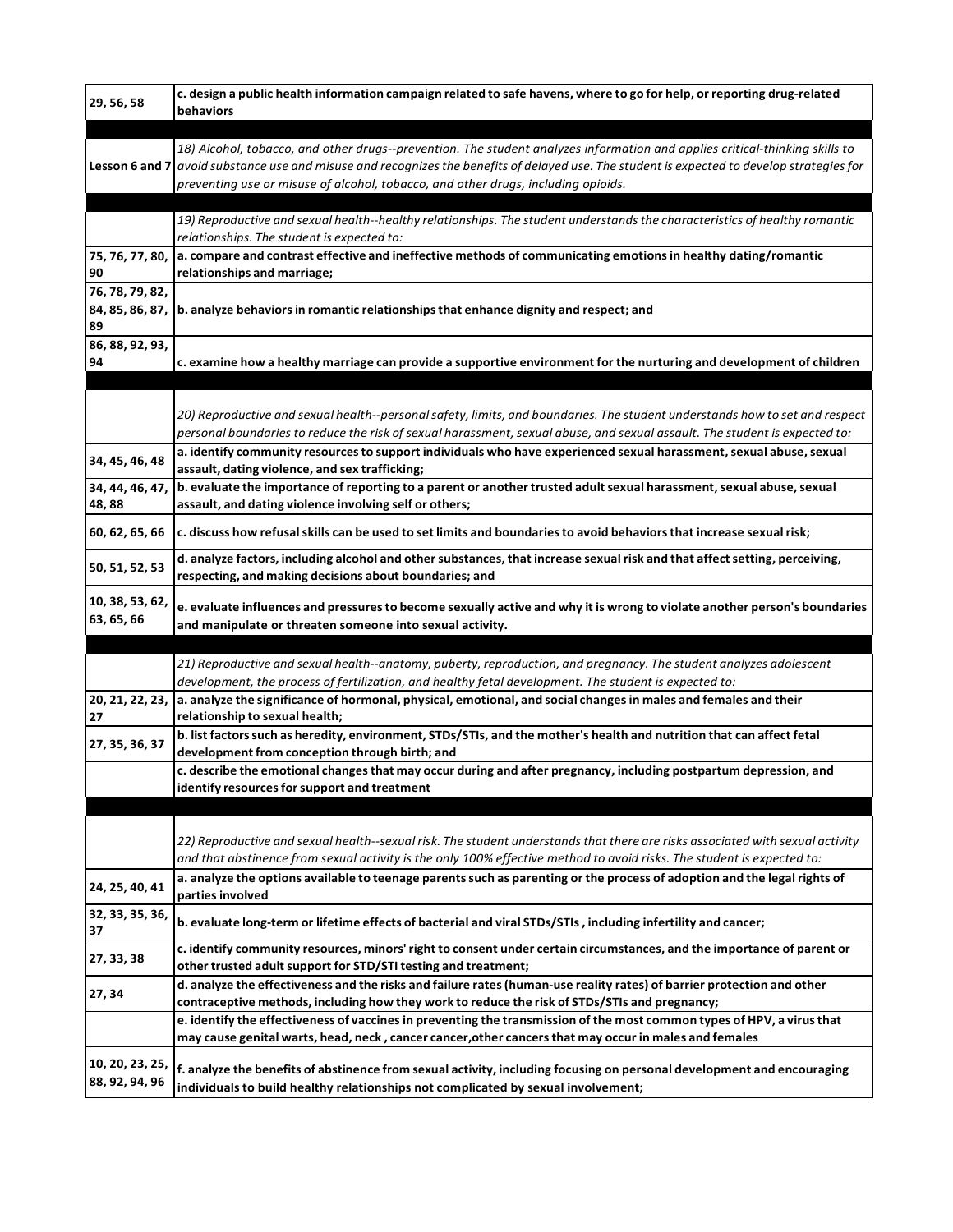| | |
|---|---|
| 29, 56, 58 | **c. design a public health information campaign related to safe havens, where to go for help, or reporting drug-related behaviors** |
| | |
| **Lesson 6 and 7** | *18) Alcohol, tobacco, and other drugs--prevention. The student analyzes information and applies critical-thinking skills to avoid substance use and misuse and recognizes the benefits of delayed use. The student is expected to develop strategies for preventing use or misuse of alcohol, tobacco, and other drugs, including opioids.* |
| | |
| | *19) Reproductive and sexual health--healthy relationships. The student understands the characteristics of healthy romantic relationships. The student is expected to:* |
| 75, 76, 77, 80, 90 | **a. compare and contrast effective and ineffective methods of communicating emotions in healthy dating/romantic relationships and marriage;** |
| 76, 78, 79, 82, 84, 85, 86, 87, 89 | **b. analyze behaviors in romantic relationships that enhance dignity and respect; and** |
| 86, 88, 92, 93, 94 | **c. examine how a healthy marriage can provide a supportive environment for the nurturing and development of children** |
| | |
| | *20) Reproductive and sexual health--personal safety, limits, and boundaries. The student understands how to set and respect personal boundaries to reduce the risk of sexual harassment, sexual abuse, and sexual assault. The student is expected to:* |
| 34, 45, 46, 48 | **a. identify community resources to support individuals who have experienced sexual harassment, sexual abuse, sexual assault, dating violence, and sex trafficking;** |
| 34, 44, 46, 47, 48, 88 | **b. evaluate the importance of reporting to a parent or another trusted adult sexual harassment, sexual abuse, sexual assault, and dating violence involving self or others;** |
| 60, 62, 65, 66 | **c. discuss how refusal skills can be used to set limits and boundaries to avoid behaviors that increase sexual risk;** |
| 50, 51, 52, 53 | **d. analyze factors, including alcohol and other substances, that increase sexual risk and that affect setting, perceiving, respecting, and making decisions about boundaries; and** |
| 10, 38, 53, 62, 63, 65, 66 | **e. evaluate influences and pressures to become sexually active and why it is wrong to violate another person's boundaries and manipulate or threaten someone into sexual activity.** |
| | |
| | *21) Reproductive and sexual health--anatomy, puberty, reproduction, and pregnancy. The student analyzes adolescent development, the process of fertilization, and healthy fetal development. The student is expected to:* |
| 20, 21, 22, 23, 27 | **a. analyze the significance of hormonal, physical, emotional, and social changes in males and females and their relationship to sexual health;** |
| 27, 35, 36, 37 | **b. list factors such as heredity, environment, STDs/STIs, and the mother's health and nutrition that can affect fetal development from conception through birth; and** |
| | **c. describe the emotional changes that may occur during and after pregnancy, including postpartum depression, and identify resources for support and treatment** |
| | |
| | *22) Reproductive and sexual health--sexual risk. The student understands that there are risks associated with sexual activity and that abstinence from sexual activity is the only 100% effective method to avoid risks. The student is expected to:* |
| 24, 25, 40, 41 | **a. analyze the options available to teenage parents such as parenting or the process of adoption and the legal rights of parties involved** |
| 32, 33, 35, 36, 37 | **b. evaluate long-term or lifetime effects of bacterial and viral STDs/STIs , including infertility and cancer;** |
| 27, 33, 38 | **c. identify community resources, minors' right to consent under certain circumstances, and the importance of parent or other trusted adult support for STD/STI testing and treatment;** |
| 27, 34 | **d. analyze the effectiveness and the risks and failure rates (human-use reality rates) of barrier protection and other contraceptive methods, including how they work to reduce the risk of STDs/STIs and pregnancy;** |
| | **e. identify the effectiveness of vaccines in preventing the transmission of the most common types of HPV, a virus that may cause genital warts, head, neck , cancer cancer,other cancers that may occur in males and females** |
| 10, 20, 23, 25, 88, 92, 94, 96 | **f. analyze the benefits of abstinence from sexual activity, including focusing on personal development and encouraging individuals to build healthy relationships not complicated by sexual involvement;** |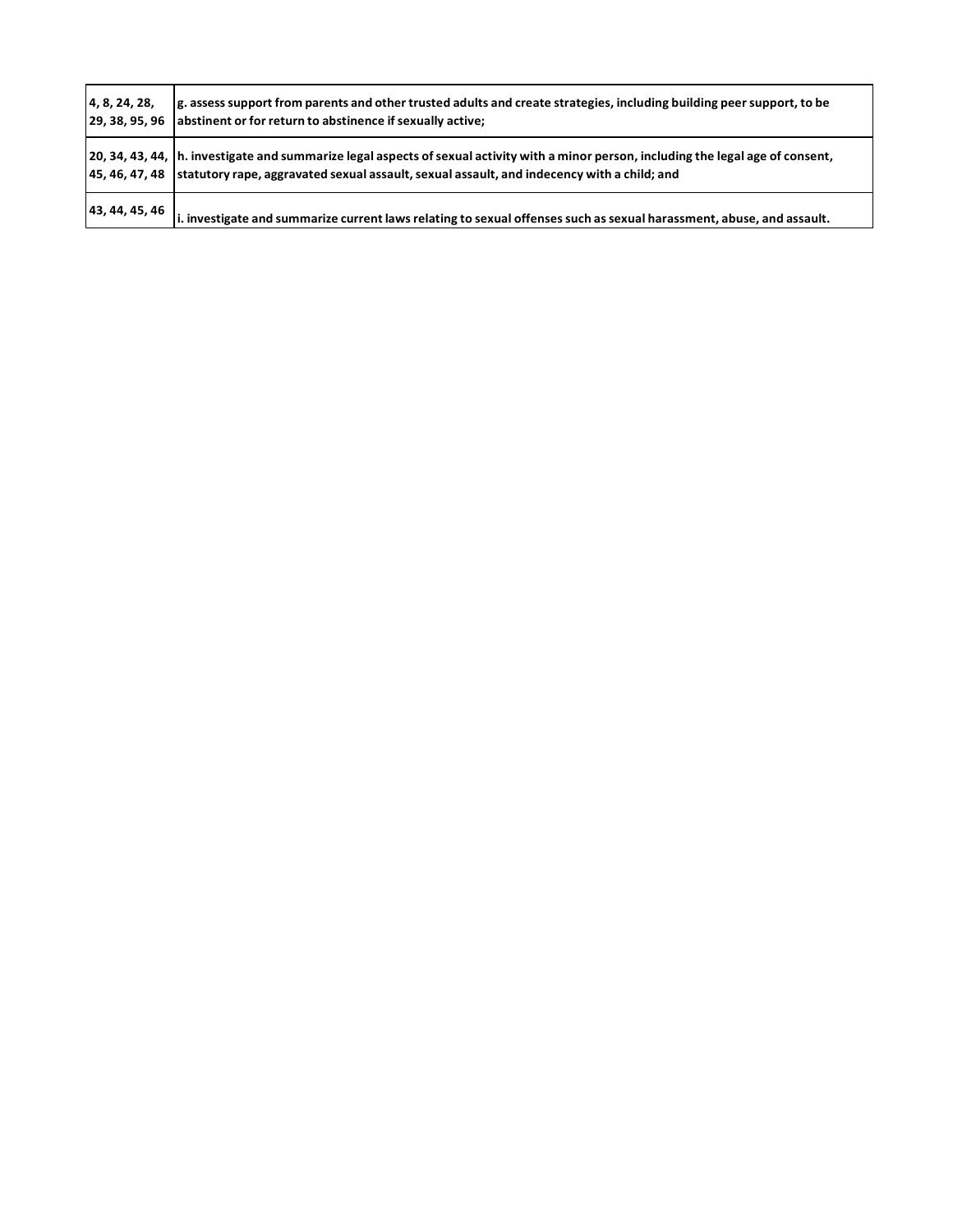| | |
|---|---|
| **4, 8, 24, 28, 29, 38, 95, 96** | **g. assess support from parents and other trusted adults and create strategies, including building peer support, to be abstinent or for return to abstinence if sexually active;** |
| **20, 34, 43, 44, 45, 46, 47, 48** | **h. investigate and summarize legal aspects of sexual activity with a minor person, including the legal age of consent, statutory rape, aggravated sexual assault, sexual assault, and indecency with a child; and** |
| **43, 44, 45, 46** | **i. investigate and summarize current laws relating to sexual offenses such as sexual harassment, abuse, and assault.** |